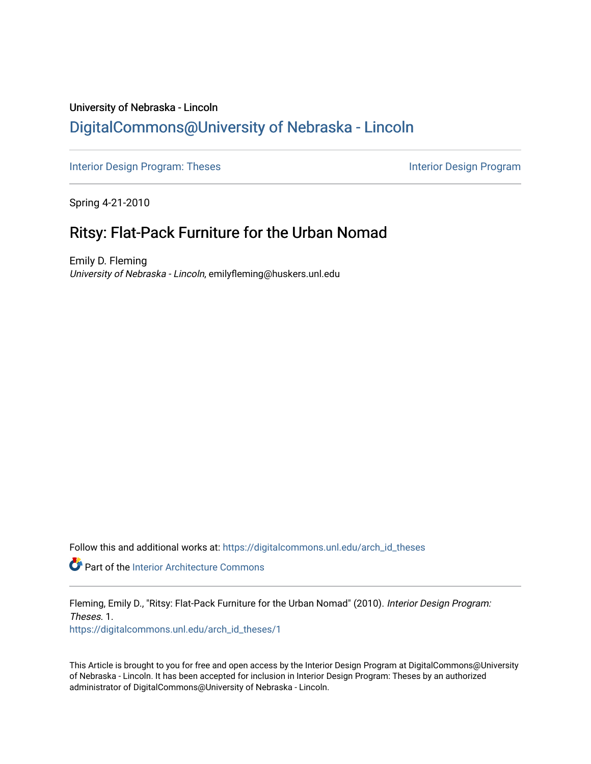University of Nebraska - Lincoln

DigitalCommons@University of Nebraska - Lincoln

Interior Design Program: Theses

Interior Design Program

Spring 4-21-2010

# Ritsy: Flat-Pack Furniture for the Urban Nomad

Emily D. Fleming

*University of Nebraska - Lincoln*, emilyfleming@huskers.unl.edu

Follow this and additional works at: https://digitalcommons.unl.edu/arch_id_theses

Part of the Interior Architecture Commons

Fleming, Emily D., "Ritsy: Flat-Pack Furniture for the Urban Nomad" (2010). *Interior Design Program: Theses*. 1.

https://digitalcommons.unl.edu/arch_id_theses/1

This Article is brought to you for free and open access by the Interior Design Program at DigitalCommons@University of Nebraska - Lincoln. It has been accepted for inclusion in Interior Design Program: Theses by an authorized administrator of DigitalCommons@University of Nebraska - Lincoln.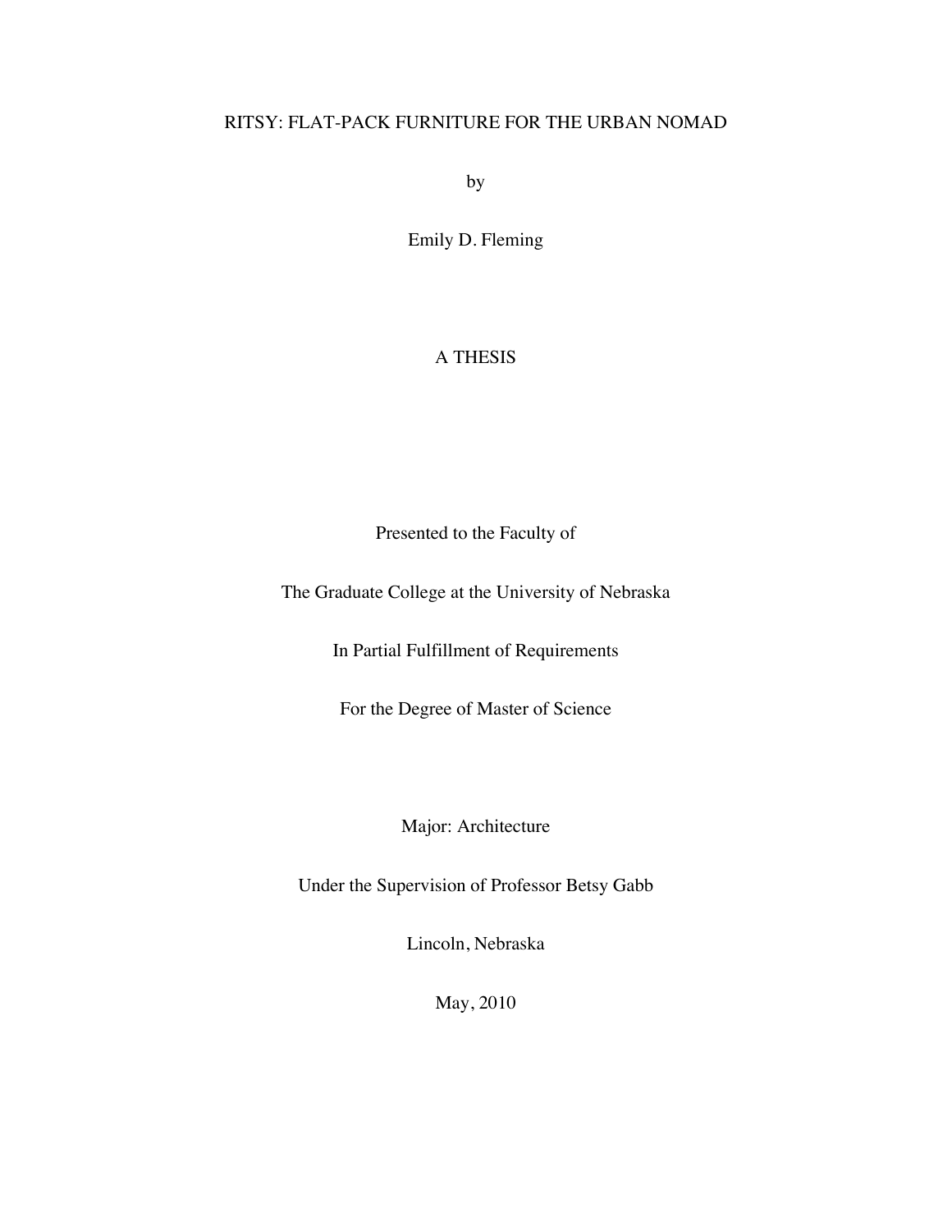RITSY: FLAT-PACK FURNITURE FOR THE URBAN NOMAD

by

Emily D. Fleming

A THESIS

Presented to the Faculty of

The Graduate College at the University of Nebraska

In Partial Fulfillment of Requirements

For the Degree of Master of Science

Major: Architecture

Under the Supervision of Professor Betsy Gabb

Lincoln, Nebraska

May, 2010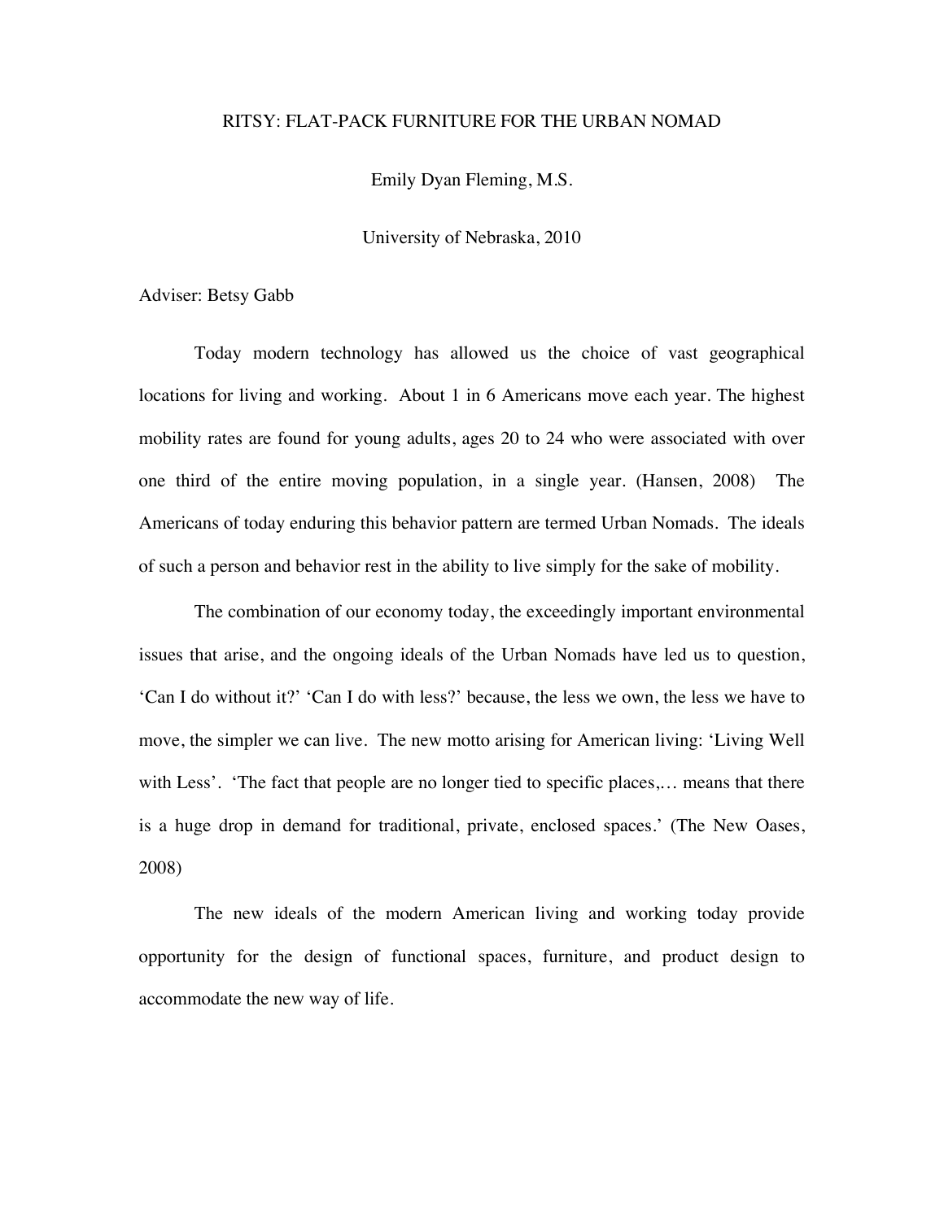# RITSY: FLAT-PACK FURNITURE FOR THE URBAN NOMAD

Emily Dyan Fleming, M.S.

University of Nebraska, 2010

Adviser: Betsy Gabb

Today modern technology has allowed us the choice of vast geographical locations for living and working. About 1 in 6 Americans move each year. The highest mobility rates are found for young adults, ages 20 to 24 who were associated with over one third of the entire moving population, in a single year. (Hansen, 2008) The Americans of today enduring this behavior pattern are termed Urban Nomads. The ideals of such a person and behavior rest in the ability to live simply for the sake of mobility.

The combination of our economy today, the exceedingly important environmental issues that arise, and the ongoing ideals of the Urban Nomads have led us to question, 'Can I do without it?' 'Can I do with less?' because, the less we own, the less we have to move, the simpler we can live. The new motto arising for American living: 'Living Well with Less'. 'The fact that people are no longer tied to specific places,… means that there is a huge drop in demand for traditional, private, enclosed spaces.' (The New Oases, 2008)

The new ideals of the modern American living and working today provide opportunity for the design of functional spaces, furniture, and product design to accommodate the new way of life.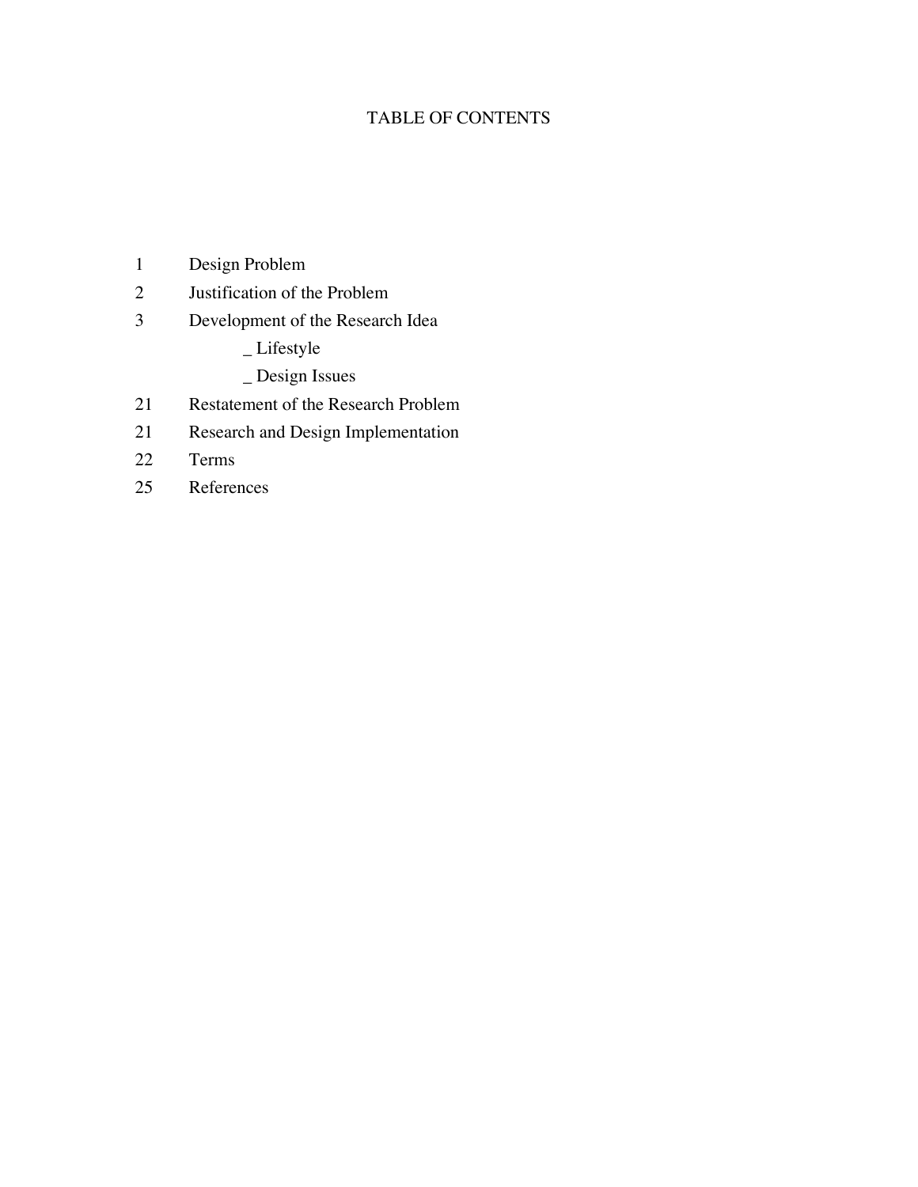# TABLE OF CONTENTS

| | |
|---|---|
| 1 | Design Problem |
| 2 | Justification of the Problem |
| 3 | Development of the Research Idea |
| | _ Lifestyle |
| | _ Design Issues |
| 21 | Restatement of the Research Problem |
| 21 | Research and Design Implementation |
| 22 | Terms |
| 25 | References |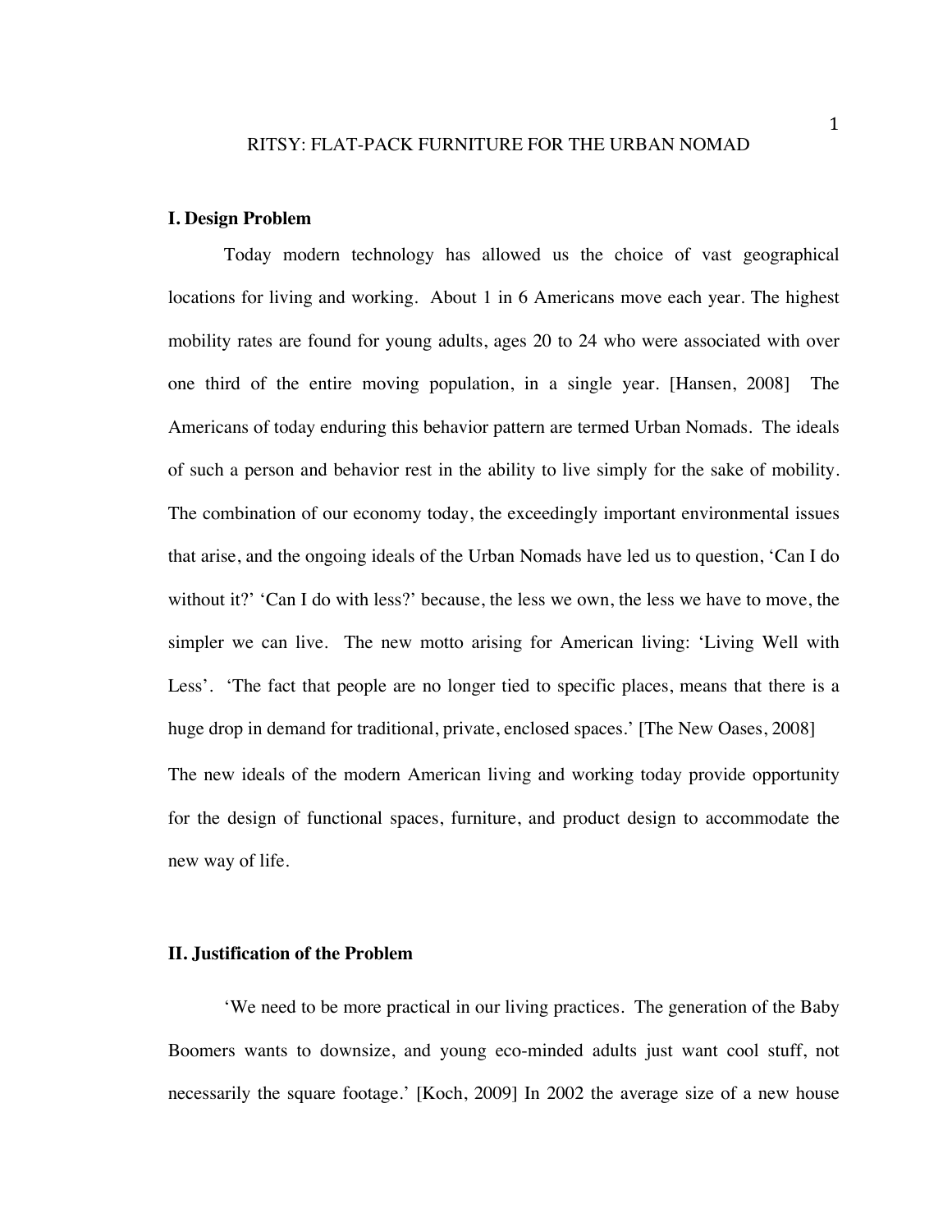# RITSY: FLAT-PACK FURNITURE FOR THE URBAN NOMAD

## I. Design Problem

Today modern technology has allowed us the choice of vast geographical locations for living and working. About 1 in 6 Americans move each year. The highest mobility rates are found for young adults, ages 20 to 24 who were associated with over one third of the entire moving population, in a single year. [Hansen, 2008] The Americans of today enduring this behavior pattern are termed Urban Nomads. The ideals of such a person and behavior rest in the ability to live simply for the sake of mobility. The combination of our economy today, the exceedingly important environmental issues that arise, and the ongoing ideals of the Urban Nomads have led us to question, 'Can I do without it?' 'Can I do with less?' because, the less we own, the less we have to move, the simpler we can live. The new motto arising for American living: 'Living Well with Less'. 'The fact that people are no longer tied to specific places, means that there is a huge drop in demand for traditional, private, enclosed spaces.' [The New Oases, 2008] The new ideals of the modern American living and working today provide opportunity for the design of functional spaces, furniture, and product design to accommodate the new way of life.

## II. Justification of the Problem

'We need to be more practical in our living practices. The generation of the Baby Boomers wants to downsize, and young eco-minded adults just want cool stuff, not necessarily the square footage.' [Koch, 2009] In 2002 the average size of a new house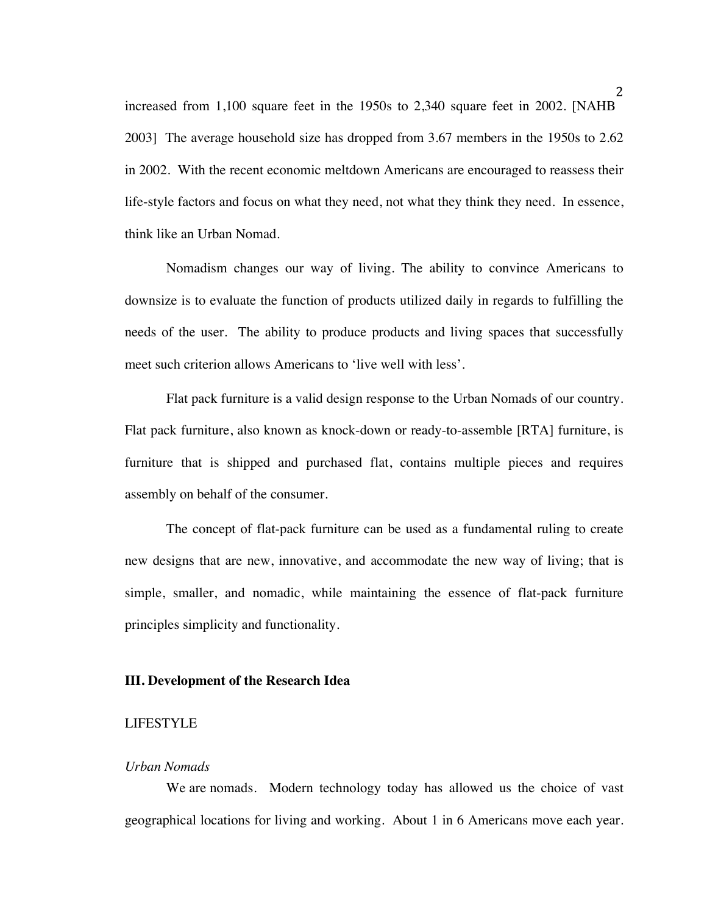increased from 1,100 square feet in the 1950s to 2,340 square feet in 2002. [NAHB 2003] The average household size has dropped from 3.67 members in the 1950s to 2.62 in 2002. With the recent economic meltdown Americans are encouraged to reassess their life-style factors and focus on what they need, not what they think they need. In essence, think like an Urban Nomad.

Nomadism changes our way of living. The ability to convince Americans to downsize is to evaluate the function of products utilized daily in regards to fulfilling the needs of the user. The ability to produce products and living spaces that successfully meet such criterion allows Americans to 'live well with less'.

Flat pack furniture is a valid design response to the Urban Nomads of our country. Flat pack furniture, also known as knock-down or ready-to-assemble [RTA] furniture, is furniture that is shipped and purchased flat, contains multiple pieces and requires assembly on behalf of the consumer.

The concept of flat-pack furniture can be used as a fundamental ruling to create new designs that are new, innovative, and accommodate the new way of living; that is simple, smaller, and nomadic, while maintaining the essence of flat-pack furniture principles simplicity and functionality.

## III. Development of the Research Idea

### LIFESTYLE

#### *Urban Nomads*

We are nomads. Modern technology today has allowed us the choice of vast geographical locations for living and working. About 1 in 6 Americans move each year.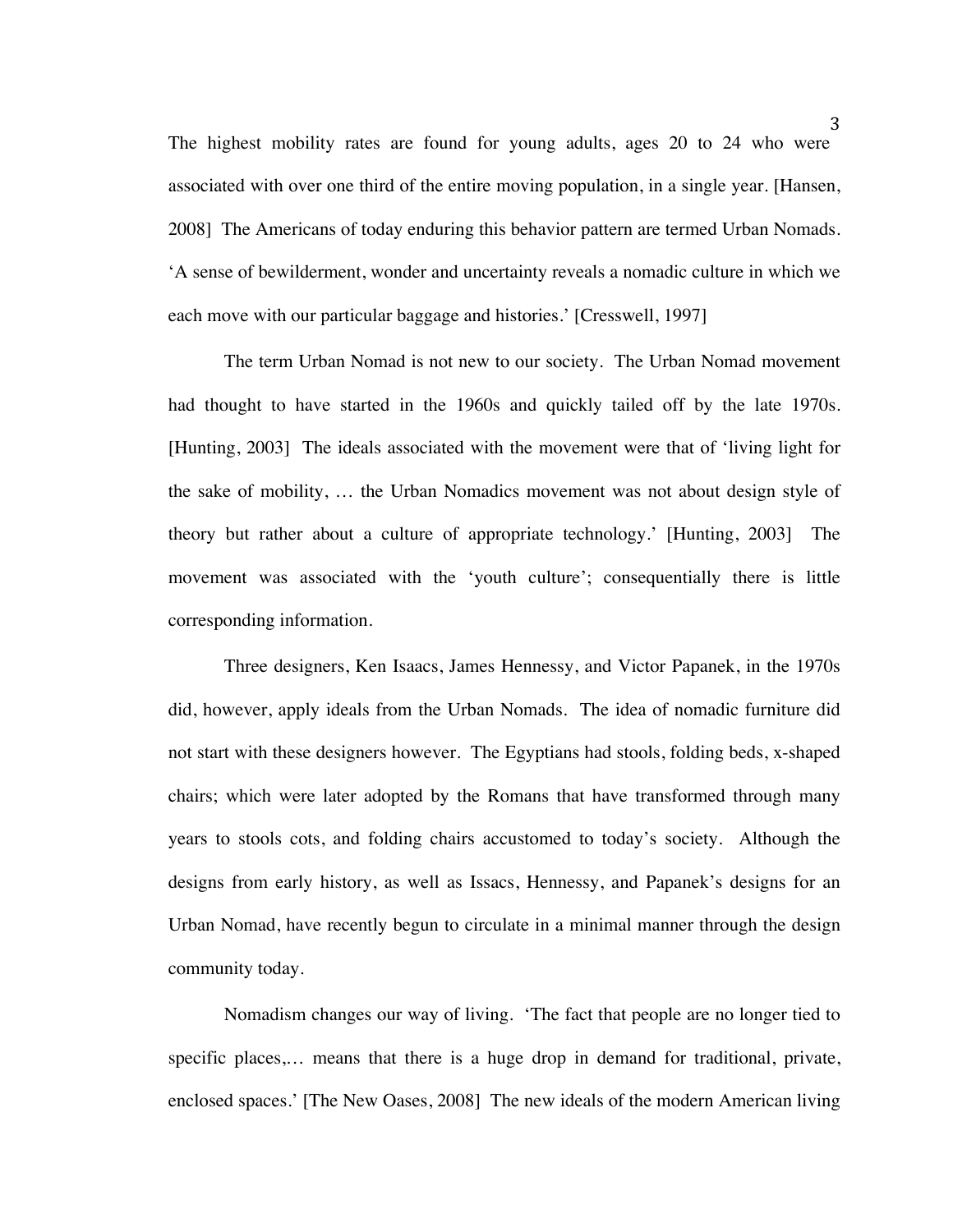The highest mobility rates are found for young adults, ages 20 to 24 who were associated with over one third of the entire moving population, in a single year. [Hansen, 2008] The Americans of today enduring this behavior pattern are termed Urban Nomads. 'A sense of bewilderment, wonder and uncertainty reveals a nomadic culture in which we each move with our particular baggage and histories.' [Cresswell, 1997]

The term Urban Nomad is not new to our society. The Urban Nomad movement had thought to have started in the 1960s and quickly tailed off by the late 1970s. [Hunting, 2003] The ideals associated with the movement were that of 'living light for the sake of mobility, … the Urban Nomadics movement was not about design style of theory but rather about a culture of appropriate technology.' [Hunting, 2003] The movement was associated with the 'youth culture'; consequentially there is little corresponding information.

Three designers, Ken Isaacs, James Hennessy, and Victor Papanek, in the 1970s did, however, apply ideals from the Urban Nomads. The idea of nomadic furniture did not start with these designers however. The Egyptians had stools, folding beds, x-shaped chairs; which were later adopted by the Romans that have transformed through many years to stools cots, and folding chairs accustomed to today's society. Although the designs from early history, as well as Issacs, Hennessy, and Papanek's designs for an Urban Nomad, have recently begun to circulate in a minimal manner through the design community today.

Nomadism changes our way of living. 'The fact that people are no longer tied to specific places,… means that there is a huge drop in demand for traditional, private, enclosed spaces.' [The New Oases, 2008] The new ideals of the modern American living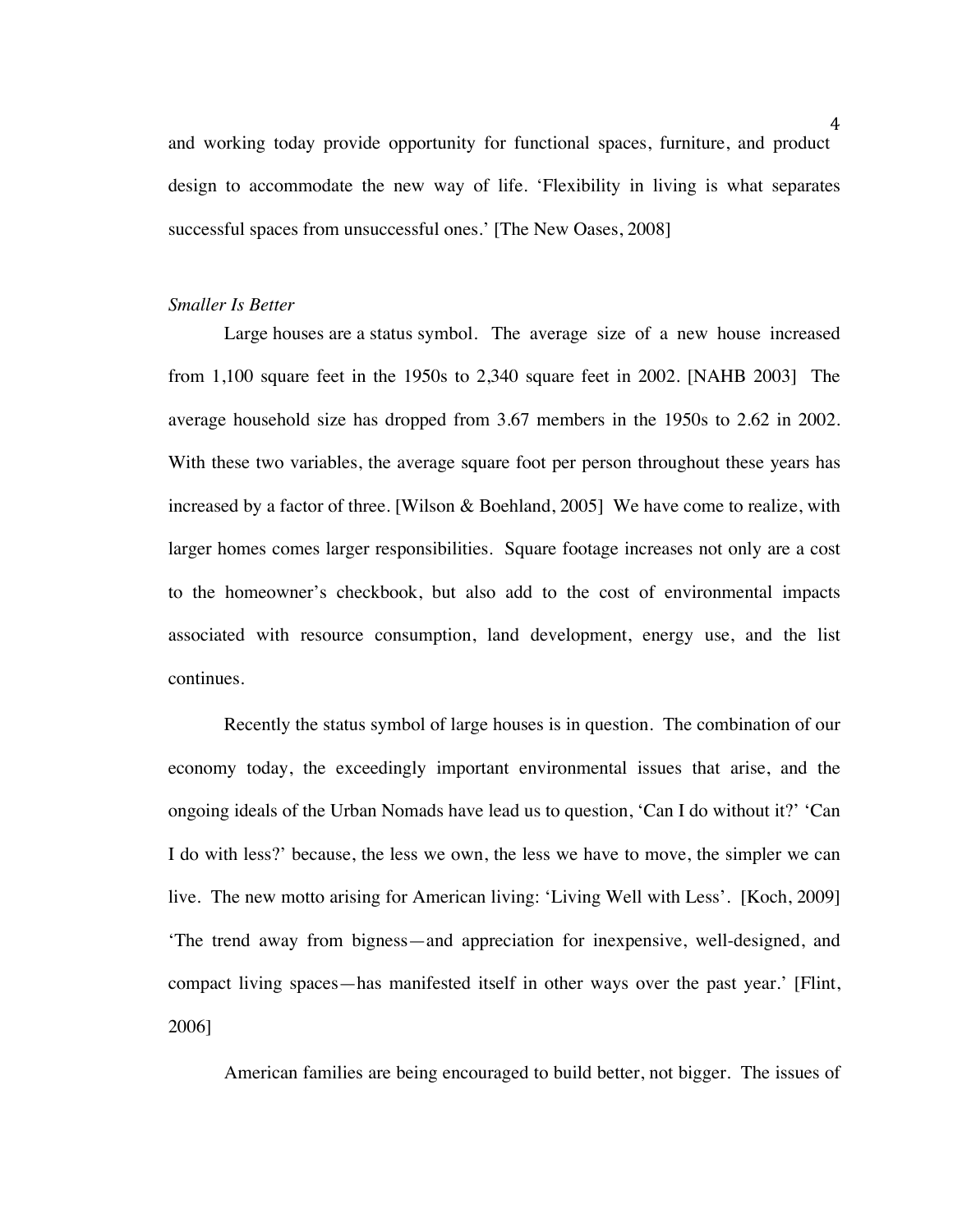and working today provide opportunity for functional spaces, furniture, and product design to accommodate the new way of life. 'Flexibility in living is what separates successful spaces from unsuccessful ones.' [The New Oases, 2008]

*Smaller Is Better*

Large houses are a status symbol. The average size of a new house increased from 1,100 square feet in the 1950s to 2,340 square feet in 2002. [NAHB 2003] The average household size has dropped from 3.67 members in the 1950s to 2.62 in 2002. With these two variables, the average square foot per person throughout these years has increased by a factor of three. [Wilson & Boehland, 2005] We have come to realize, with larger homes comes larger responsibilities. Square footage increases not only are a cost to the homeowner's checkbook, but also add to the cost of environmental impacts associated with resource consumption, land development, energy use, and the list continues.

Recently the status symbol of large houses is in question. The combination of our economy today, the exceedingly important environmental issues that arise, and the ongoing ideals of the Urban Nomads have lead us to question, 'Can I do without it?' 'Can I do with less?' because, the less we own, the less we have to move, the simpler we can live. The new motto arising for American living: 'Living Well with Less'. [Koch, 2009] 'The trend away from bigness—and appreciation for inexpensive, well-designed, and compact living spaces—has manifested itself in other ways over the past year.' [Flint, 2006]

American families are being encouraged to build better, not bigger. The issues of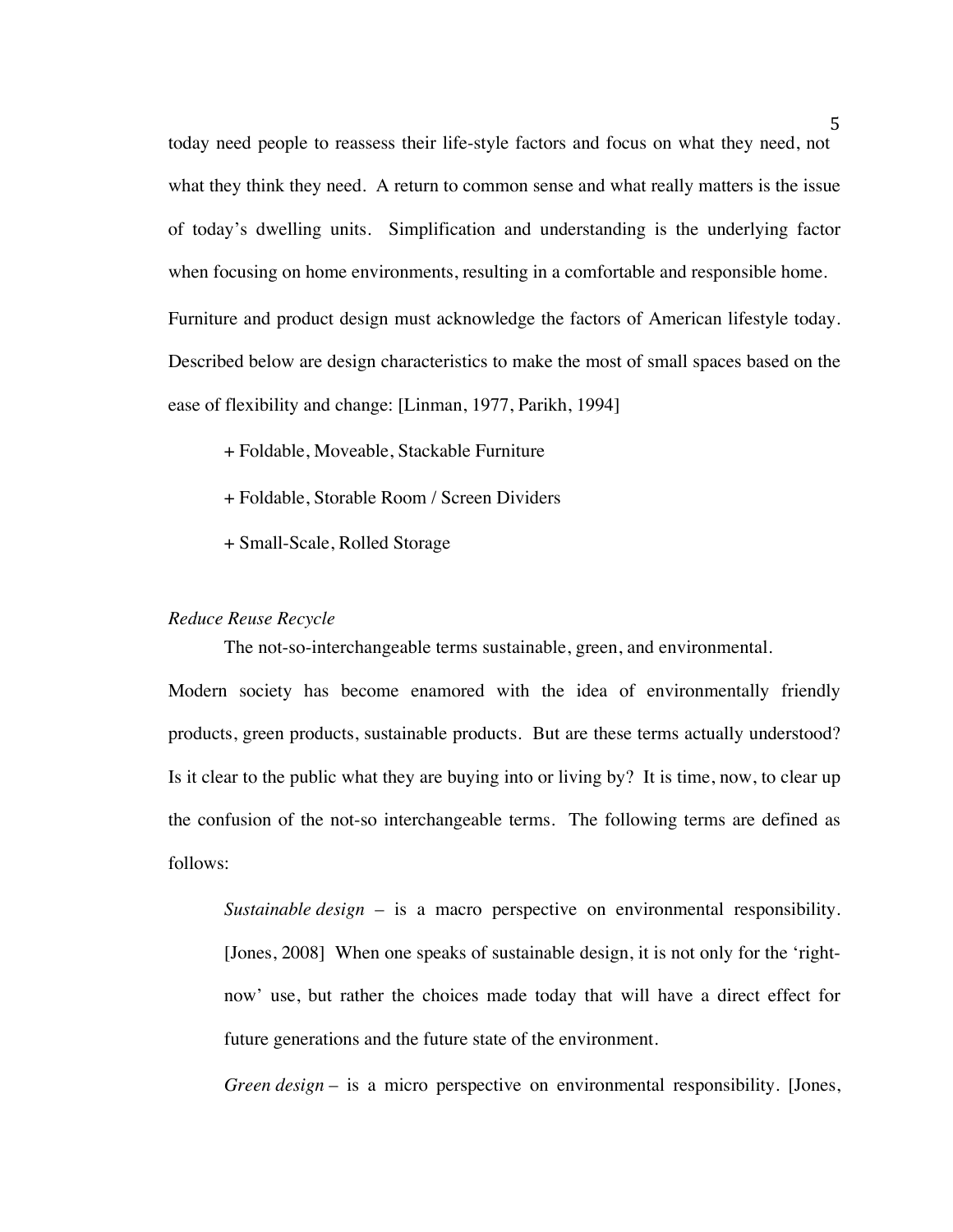today need people to reassess their life-style factors and focus on what they need, not what they think they need. A return to common sense and what really matters is the issue of today's dwelling units. Simplification and understanding is the underlying factor when focusing on home environments, resulting in a comfortable and responsible home.

Furniture and product design must acknowledge the factors of American lifestyle today. Described below are design characteristics to make the most of small spaces based on the ease of flexibility and change: [Linman, 1977, Parikh, 1994]

+ Foldable, Moveable, Stackable Furniture

+ Foldable, Storable Room / Screen Dividers

+ Small-Scale, Rolled Storage

*Reduce Reuse Recycle*

The not-so-interchangeable terms sustainable, green, and environmental. Modern society has become enamored with the idea of environmentally friendly products, green products, sustainable products. But are these terms actually understood? Is it clear to the public what they are buying into or living by? It is time, now, to clear up the confusion of the not-so interchangeable terms. The following terms are defined as follows:

> *Sustainable design* – is a macro perspective on environmental responsibility. [Jones, 2008] When one speaks of sustainable design, it is not only for the 'right-now' use, but rather the choices made today that will have a direct effect for future generations and the future state of the environment.
>
> *Green design* – is a micro perspective on environmental responsibility. [Jones,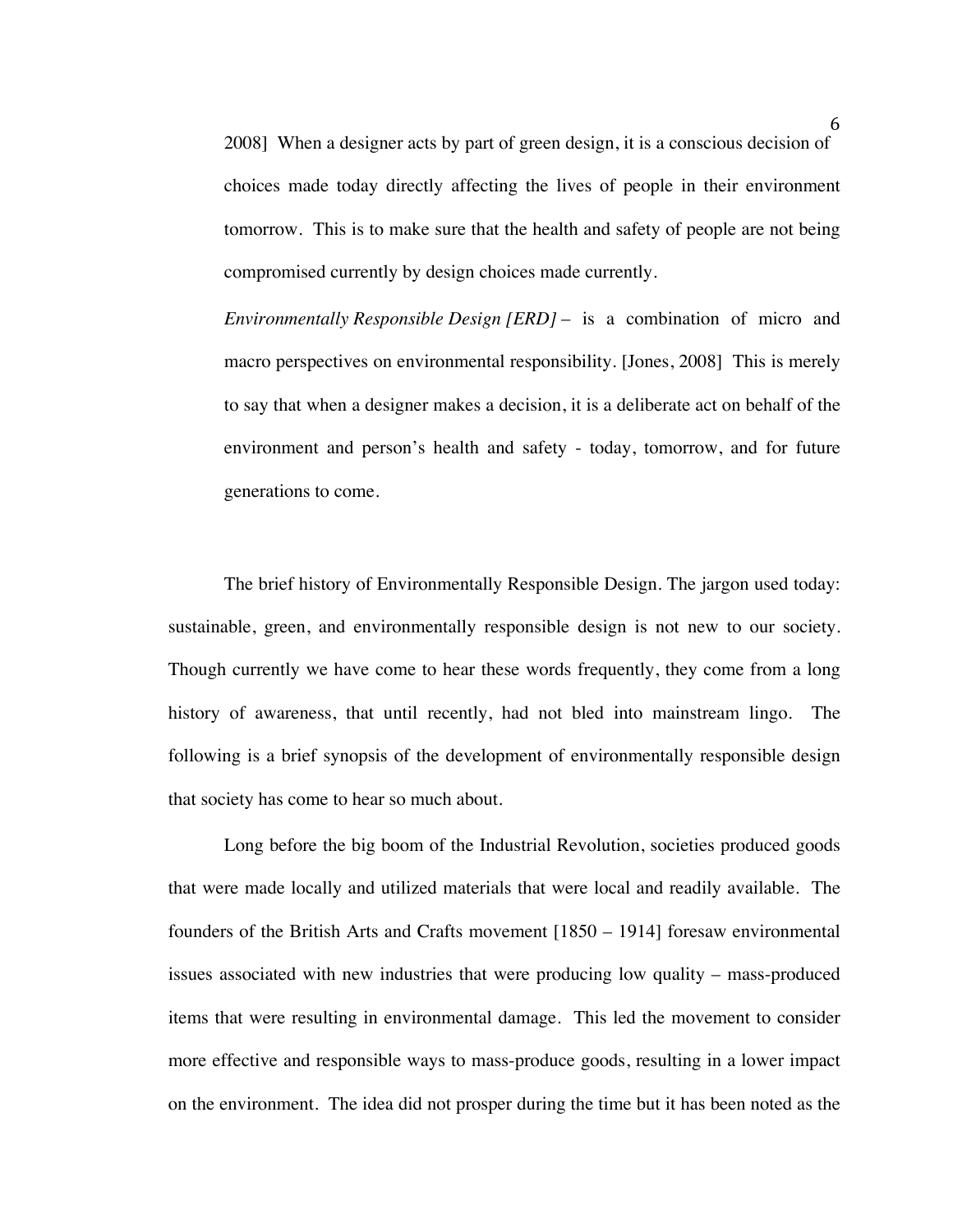2008] When a designer acts by part of green design, it is a conscious decision of choices made today directly affecting the lives of people in their environment tomorrow. This is to make sure that the health and safety of people are not being compromised currently by design choices made currently.

*Environmentally Responsible Design [ERD]* – is a combination of micro and macro perspectives on environmental responsibility. [Jones, 2008] This is merely to say that when a designer makes a decision, it is a deliberate act on behalf of the environment and person's health and safety - today, tomorrow, and for future generations to come.

The brief history of Environmentally Responsible Design. The jargon used today: sustainable, green, and environmentally responsible design is not new to our society. Though currently we have come to hear these words frequently, they come from a long history of awareness, that until recently, had not bled into mainstream lingo. The following is a brief synopsis of the development of environmentally responsible design that society has come to hear so much about.

Long before the big boom of the Industrial Revolution, societies produced goods that were made locally and utilized materials that were local and readily available. The founders of the British Arts and Crafts movement [1850 – 1914] foresaw environmental issues associated with new industries that were producing low quality – mass-produced items that were resulting in environmental damage. This led the movement to consider more effective and responsible ways to mass-produce goods, resulting in a lower impact on the environment. The idea did not prosper during the time but it has been noted as the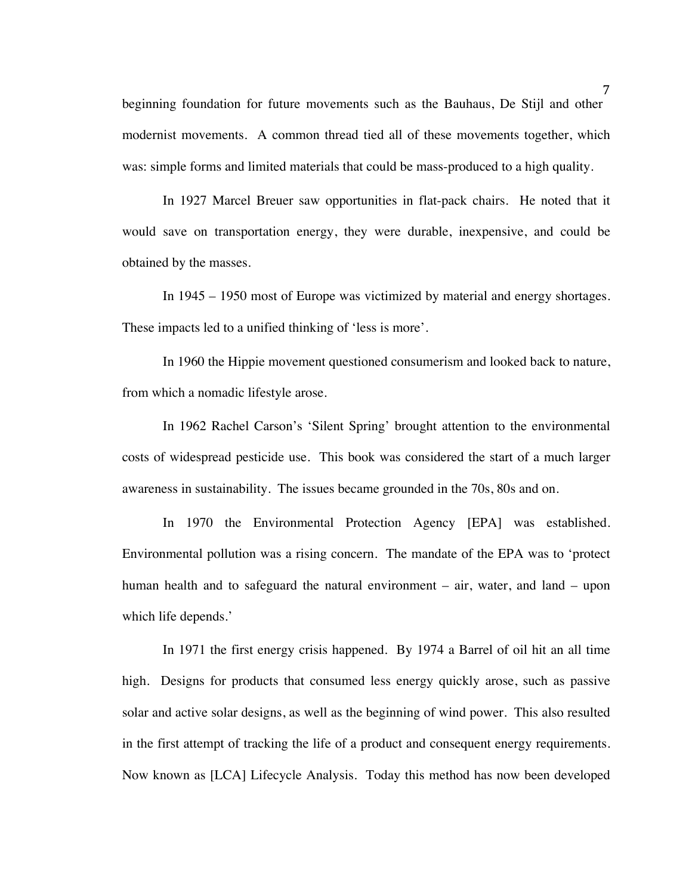beginning foundation for future movements such as the Bauhaus, De Stijl and other modernist movements. A common thread tied all of these movements together, which was: simple forms and limited materials that could be mass-produced to a high quality.

In 1927 Marcel Breuer saw opportunities in flat-pack chairs. He noted that it would save on transportation energy, they were durable, inexpensive, and could be obtained by the masses.

In 1945 – 1950 most of Europe was victimized by material and energy shortages. These impacts led to a unified thinking of 'less is more'.

In 1960 the Hippie movement questioned consumerism and looked back to nature, from which a nomadic lifestyle arose.

In 1962 Rachel Carson's 'Silent Spring' brought attention to the environmental costs of widespread pesticide use. This book was considered the start of a much larger awareness in sustainability. The issues became grounded in the 70s, 80s and on.

In 1970 the Environmental Protection Agency [EPA] was established. Environmental pollution was a rising concern. The mandate of the EPA was to 'protect human health and to safeguard the natural environment – air, water, and land – upon which life depends.'

In 1971 the first energy crisis happened. By 1974 a Barrel of oil hit an all time high. Designs for products that consumed less energy quickly arose, such as passive solar and active solar designs, as well as the beginning of wind power. This also resulted in the first attempt of tracking the life of a product and consequent energy requirements. Now known as [LCA] Lifecycle Analysis. Today this method has now been developed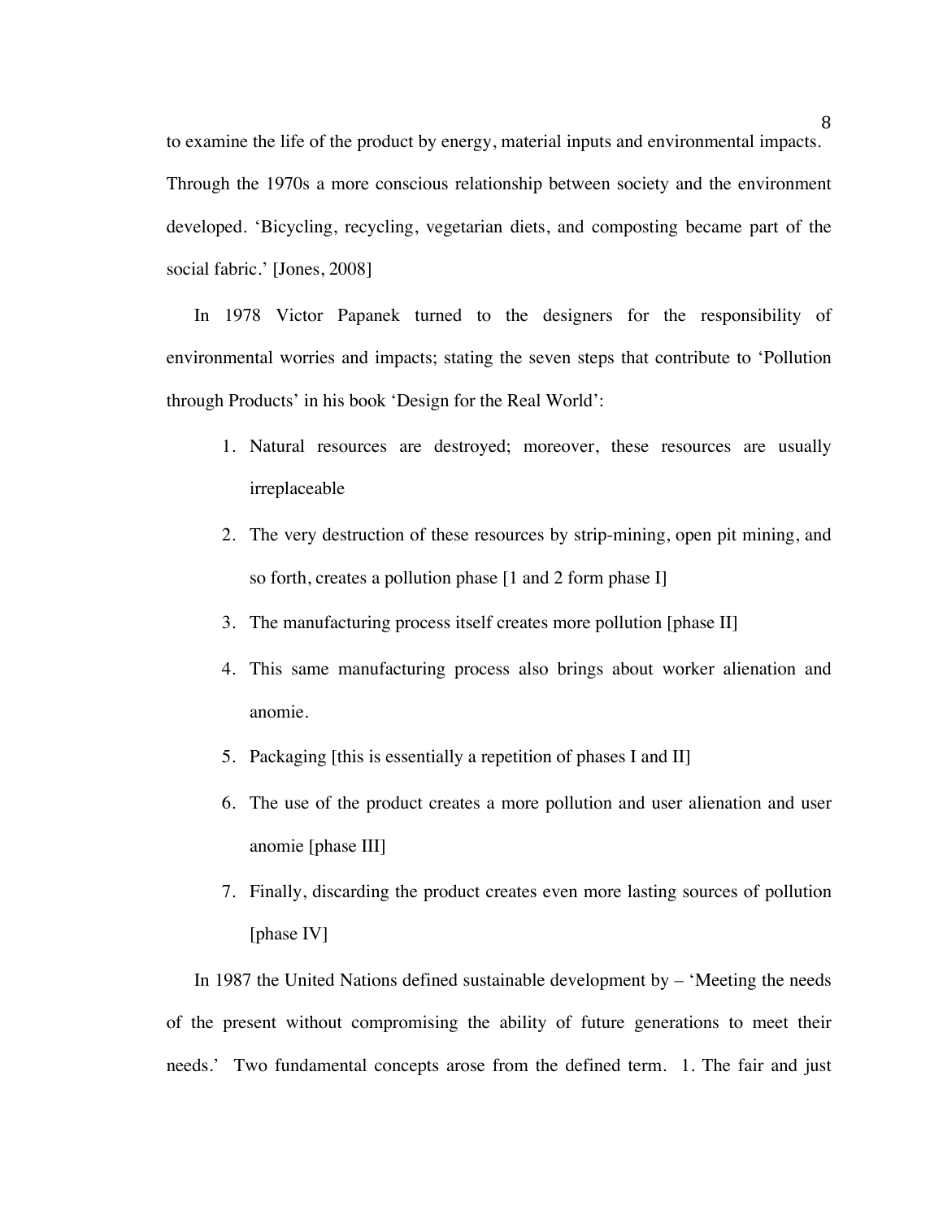to examine the life of the product by energy, material inputs and environmental impacts. Through the 1970s a more conscious relationship between society and the environment developed. 'Bicycling, recycling, vegetarian diets, and composting became part of the social fabric.' [Jones, 2008]

In 1978 Victor Papanek turned to the designers for the responsibility of environmental worries and impacts; stating the seven steps that contribute to 'Pollution through Products' in his book 'Design for the Real World':

1. Natural resources are destroyed; moreover, these resources are usually irreplaceable
2. The very destruction of these resources by strip-mining, open pit mining, and so forth, creates a pollution phase [1 and 2 form phase I]
3. The manufacturing process itself creates more pollution [phase II]
4. This same manufacturing process also brings about worker alienation and anomie.
5. Packaging [this is essentially a repetition of phases I and II]
6. The use of the product creates a more pollution and user alienation and user anomie [phase III]
7. Finally, discarding the product creates even more lasting sources of pollution [phase IV]

In 1987 the United Nations defined sustainable development by – 'Meeting the needs of the present without compromising the ability of future generations to meet their needs.' Two fundamental concepts arose from the defined term. 1. The fair and just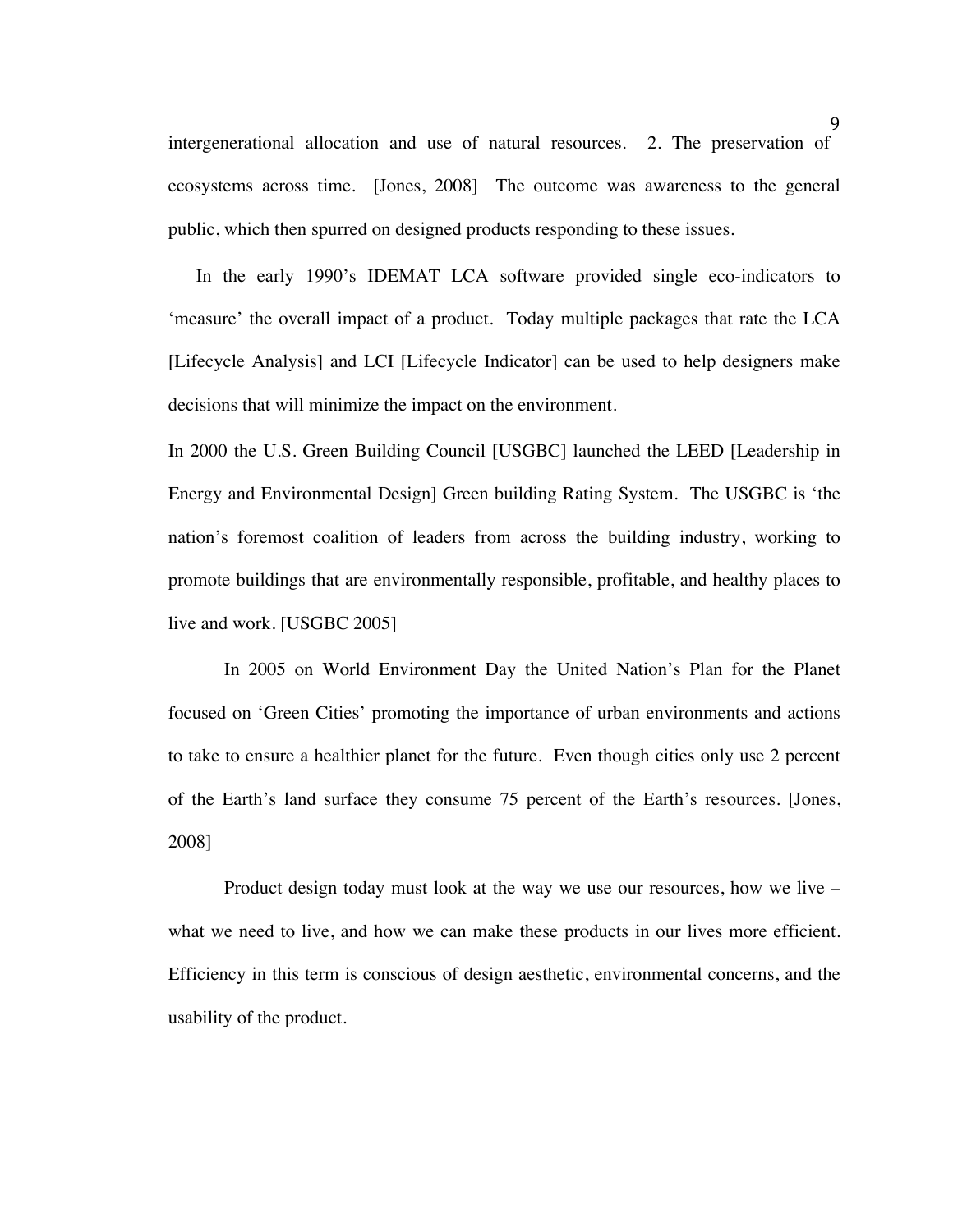intergenerational allocation and use of natural resources. 2. The preservation of ecosystems across time. [Jones, 2008] The outcome was awareness to the general public, which then spurred on designed products responding to these issues.

In the early 1990's IDEMAT LCA software provided single eco-indicators to 'measure' the overall impact of a product. Today multiple packages that rate the LCA [Lifecycle Analysis] and LCI [Lifecycle Indicator] can be used to help designers make decisions that will minimize the impact on the environment.

In 2000 the U.S. Green Building Council [USGBC] launched the LEED [Leadership in Energy and Environmental Design] Green building Rating System. The USGBC is 'the nation's foremost coalition of leaders from across the building industry, working to promote buildings that are environmentally responsible, profitable, and healthy places to live and work. [USGBC 2005]

In 2005 on World Environment Day the United Nation's Plan for the Planet focused on 'Green Cities' promoting the importance of urban environments and actions to take to ensure a healthier planet for the future. Even though cities only use 2 percent of the Earth's land surface they consume 75 percent of the Earth's resources. [Jones, 2008]

Product design today must look at the way we use our resources, how we live – what we need to live, and how we can make these products in our lives more efficient. Efficiency in this term is conscious of design aesthetic, environmental concerns, and the usability of the product.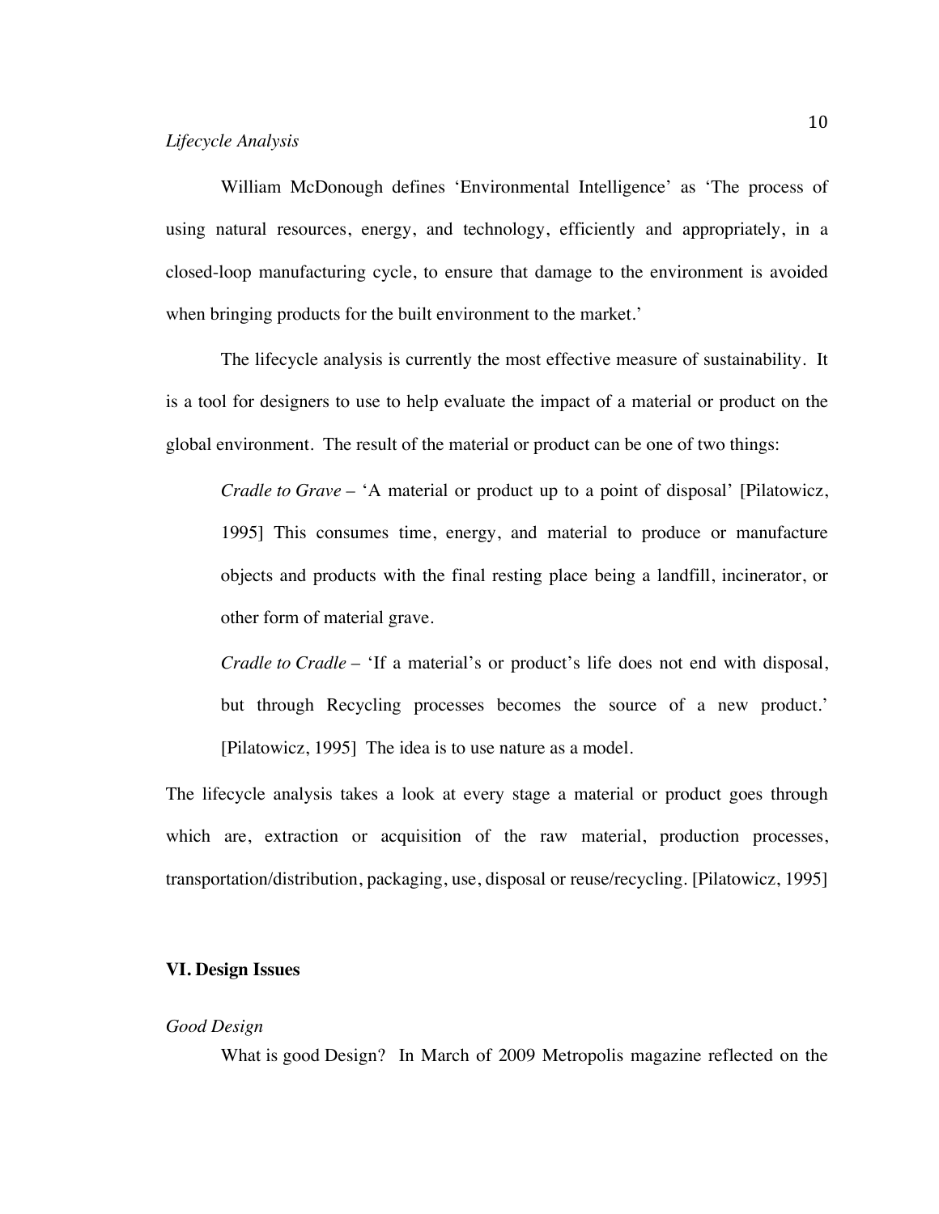*Lifecycle Analysis*

William McDonough defines 'Environmental Intelligence' as 'The process of using natural resources, energy, and technology, efficiently and appropriately, in a closed-loop manufacturing cycle, to ensure that damage to the environment is avoided when bringing products for the built environment to the market.'

The lifecycle analysis is currently the most effective measure of sustainability. It is a tool for designers to use to help evaluate the impact of a material or product on the global environment. The result of the material or product can be one of two things:

> *Cradle to Grave* – 'A material or product up to a point of disposal' [Pilatowicz, 1995] This consumes time, energy, and material to produce or manufacture objects and products with the final resting place being a landfill, incinerator, or other form of material grave.
>
> *Cradle to Cradle* – 'If a material's or product's life does not end with disposal, but through Recycling processes becomes the source of a new product.' [Pilatowicz, 1995] The idea is to use nature as a model.

The lifecycle analysis takes a look at every stage a material or product goes through which are, extraction or acquisition of the raw material, production processes, transportation/distribution, packaging, use, disposal or reuse/recycling. [Pilatowicz, 1995]

## VI. Design Issues

*Good Design*

What is good Design? In March of 2009 Metropolis magazine reflected on the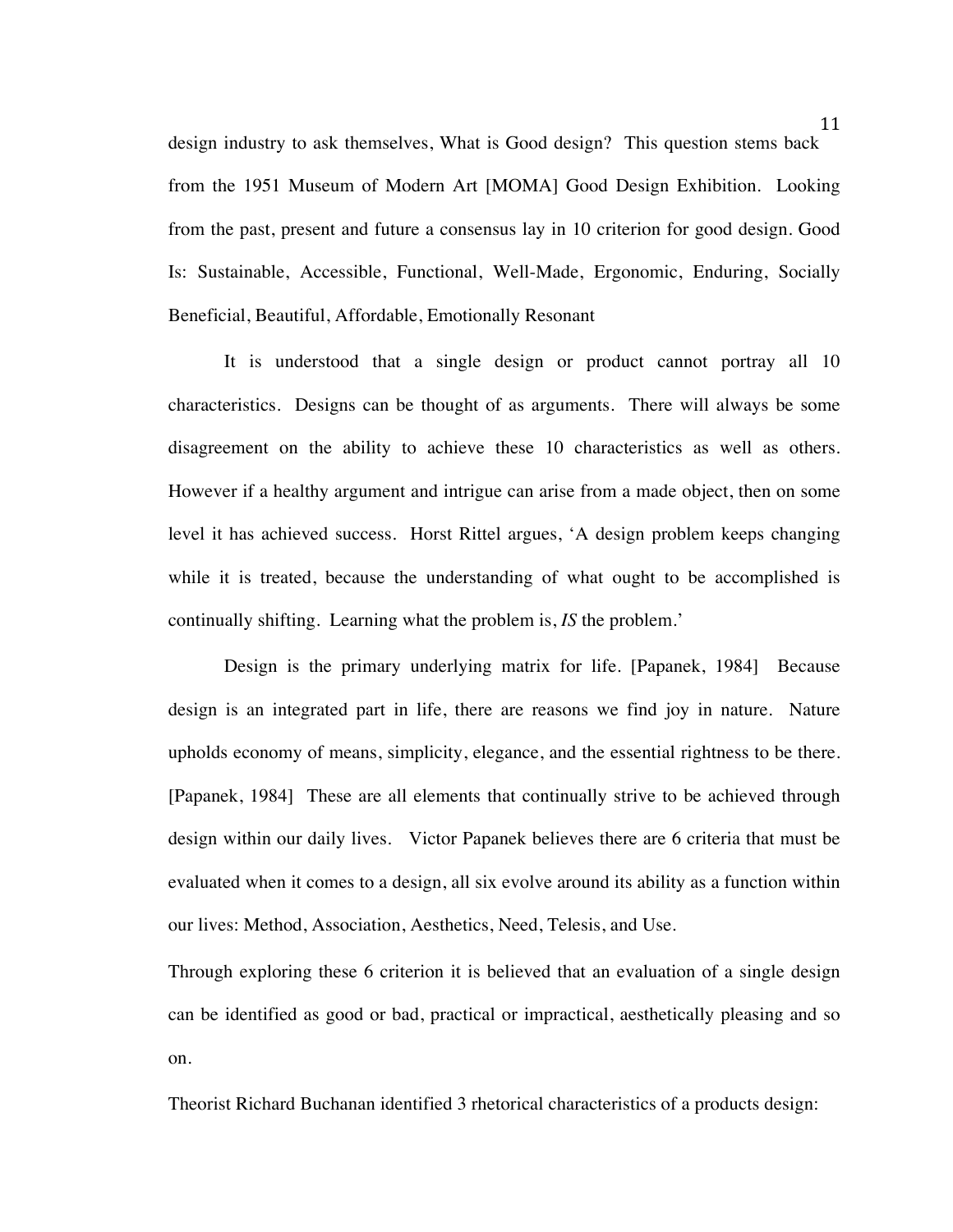design industry to ask themselves, What is Good design? This question stems back from the 1951 Museum of Modern Art [MOMA] Good Design Exhibition. Looking from the past, present and future a consensus lay in 10 criterion for good design. Good Is: Sustainable, Accessible, Functional, Well-Made, Ergonomic, Enduring, Socially Beneficial, Beautiful, Affordable, Emotionally Resonant

It is understood that a single design or product cannot portray all 10 characteristics. Designs can be thought of as arguments. There will always be some disagreement on the ability to achieve these 10 characteristics as well as others. However if a healthy argument and intrigue can arise from a made object, then on some level it has achieved success. Horst Rittel argues, 'A design problem keeps changing while it is treated, because the understanding of what ought to be accomplished is continually shifting. Learning what the problem is, *IS* the problem.'

Design is the primary underlying matrix for life. [Papanek, 1984] Because design is an integrated part in life, there are reasons we find joy in nature. Nature upholds economy of means, simplicity, elegance, and the essential rightness to be there. [Papanek, 1984] These are all elements that continually strive to be achieved through design within our daily lives. Victor Papanek believes there are 6 criteria that must be evaluated when it comes to a design, all six evolve around its ability as a function within our lives: Method, Association, Aesthetics, Need, Telesis, and Use.

Through exploring these 6 criterion it is believed that an evaluation of a single design can be identified as good or bad, practical or impractical, aesthetically pleasing and so on.

Theorist Richard Buchanan identified 3 rhetorical characteristics of a products design: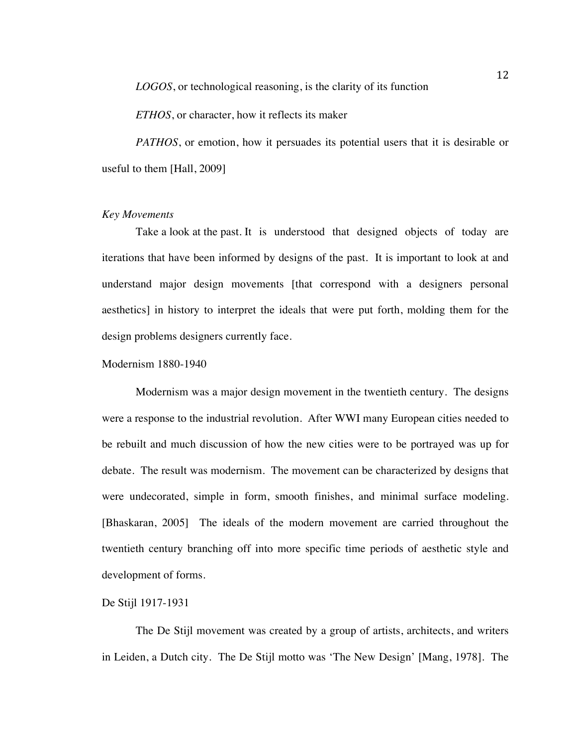*LOGOS*, or technological reasoning, is the clarity of its function

*ETHOS*, or character, how it reflects its maker

*PATHOS*, or emotion, how it persuades its potential users that it is desirable or useful to them [Hall, 2009]

### *Key Movements*

Take a look at the past. It is understood that designed objects of today are iterations that have been informed by designs of the past. It is important to look at and understand major design movements [that correspond with a designers personal aesthetics] in history to interpret the ideals that were put forth, molding them for the design problems designers currently face.

#### Modernism 1880-1940

Modernism was a major design movement in the twentieth century. The designs were a response to the industrial revolution. After WWI many European cities needed to be rebuilt and much discussion of how the new cities were to be portrayed was up for debate. The result was modernism. The movement can be characterized by designs that were undecorated, simple in form, smooth finishes, and minimal surface modeling. [Bhaskaran, 2005] The ideals of the modern movement are carried throughout the twentieth century branching off into more specific time periods of aesthetic style and development of forms.

#### De Stijl 1917-1931

The De Stijl movement was created by a group of artists, architects, and writers in Leiden, a Dutch city. The De Stijl motto was 'The New Design' [Mang, 1978]. The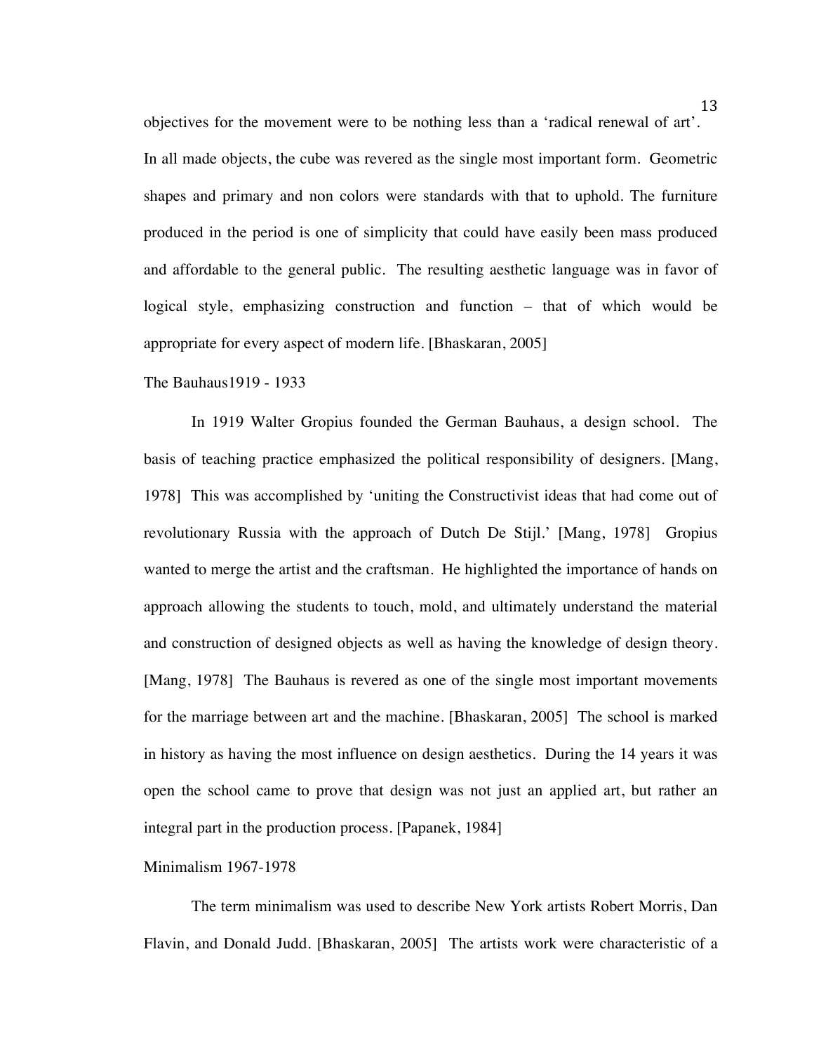objectives for the movement were to be nothing less than a 'radical renewal of art'. In all made objects, the cube was revered as the single most important form. Geometric shapes and primary and non colors were standards with that to uphold. The furniture produced in the period is one of simplicity that could have easily been mass produced and affordable to the general public. The resulting aesthetic language was in favor of logical style, emphasizing construction and function – that of which would be appropriate for every aspect of modern life. [Bhaskaran, 2005]

The Bauhaus1919 - 1933

In 1919 Walter Gropius founded the German Bauhaus, a design school. The basis of teaching practice emphasized the political responsibility of designers. [Mang, 1978] This was accomplished by 'uniting the Constructivist ideas that had come out of revolutionary Russia with the approach of Dutch De Stijl.' [Mang, 1978] Gropius wanted to merge the artist and the craftsman. He highlighted the importance of hands on approach allowing the students to touch, mold, and ultimately understand the material and construction of designed objects as well as having the knowledge of design theory. [Mang, 1978] The Bauhaus is revered as one of the single most important movements for the marriage between art and the machine. [Bhaskaran, 2005] The school is marked in history as having the most influence on design aesthetics. During the 14 years it was open the school came to prove that design was not just an applied art, but rather an integral part in the production process. [Papanek, 1984]

Minimalism 1967-1978

The term minimalism was used to describe New York artists Robert Morris, Dan Flavin, and Donald Judd. [Bhaskaran, 2005] The artists work were characteristic of a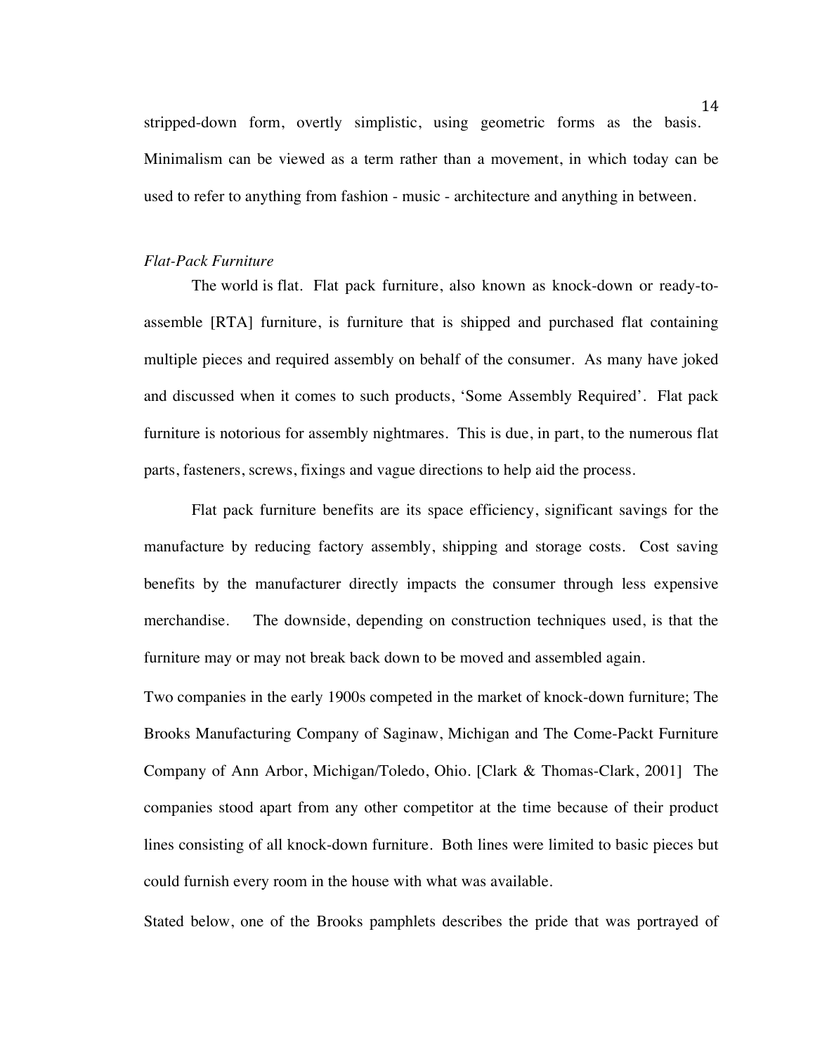stripped-down form, overtly simplistic, using geometric forms as the basis. Minimalism can be viewed as a term rather than a movement, in which today can be used to refer to anything from fashion - music - architecture and anything in between.

*Flat-Pack Furniture*

The world is flat. Flat pack furniture, also known as knock-down or ready-to-assemble [RTA] furniture, is furniture that is shipped and purchased flat containing multiple pieces and required assembly on behalf of the consumer. As many have joked and discussed when it comes to such products, 'Some Assembly Required'. Flat pack furniture is notorious for assembly nightmares. This is due, in part, to the numerous flat parts, fasteners, screws, fixings and vague directions to help aid the process.

Flat pack furniture benefits are its space efficiency, significant savings for the manufacture by reducing factory assembly, shipping and storage costs. Cost saving benefits by the manufacturer directly impacts the consumer through less expensive merchandise. The downside, depending on construction techniques used, is that the furniture may or may not break back down to be moved and assembled again.

Two companies in the early 1900s competed in the market of knock-down furniture; The Brooks Manufacturing Company of Saginaw, Michigan and The Come-Packt Furniture Company of Ann Arbor, Michigan/Toledo, Ohio. [Clark & Thomas-Clark, 2001] The companies stood apart from any other competitor at the time because of their product lines consisting of all knock-down furniture. Both lines were limited to basic pieces but could furnish every room in the house with what was available.

Stated below, one of the Brooks pamphlets describes the pride that was portrayed of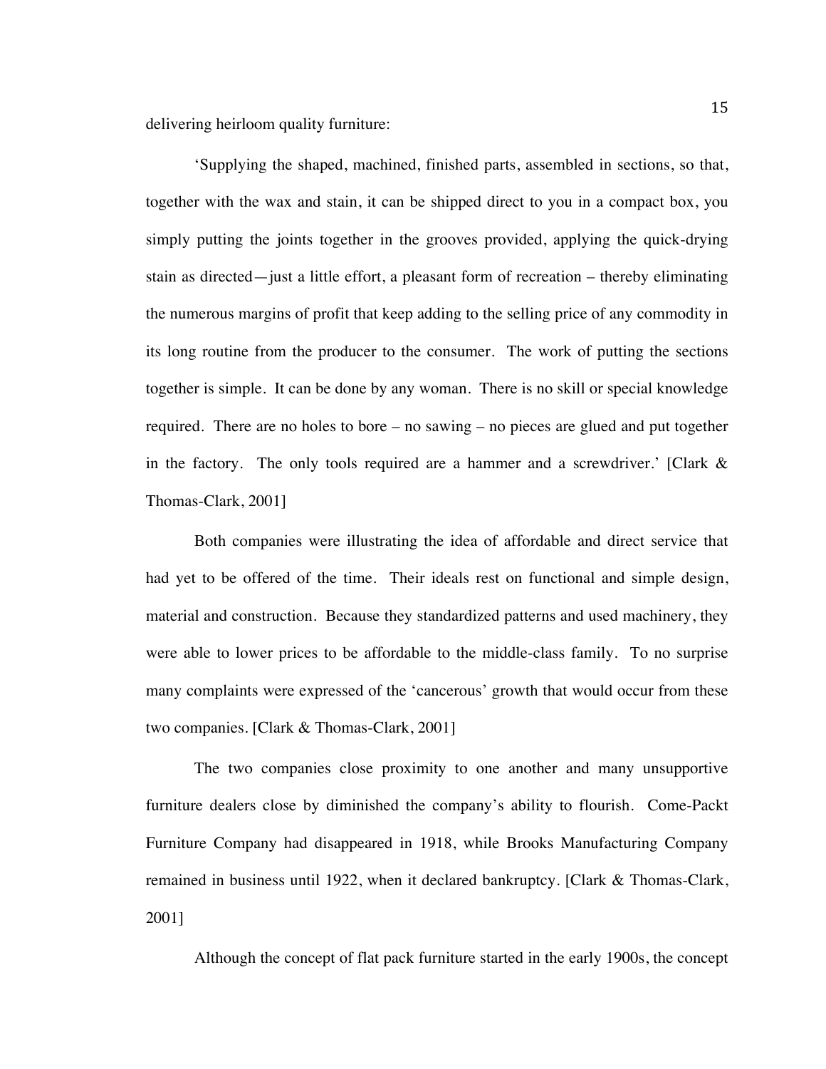delivering heirloom quality furniture:

'Supplying the shaped, machined, finished parts, assembled in sections, so that, together with the wax and stain, it can be shipped direct to you in a compact box, you simply putting the joints together in the grooves provided, applying the quick-drying stain as directed—just a little effort, a pleasant form of recreation – thereby eliminating the numerous margins of profit that keep adding to the selling price of any commodity in its long routine from the producer to the consumer. The work of putting the sections together is simple. It can be done by any woman. There is no skill or special knowledge required. There are no holes to bore – no sawing – no pieces are glued and put together in the factory. The only tools required are a hammer and a screwdriver.' [Clark & Thomas-Clark, 2001]

Both companies were illustrating the idea of affordable and direct service that had yet to be offered of the time. Their ideals rest on functional and simple design, material and construction. Because they standardized patterns and used machinery, they were able to lower prices to be affordable to the middle-class family. To no surprise many complaints were expressed of the 'cancerous' growth that would occur from these two companies. [Clark & Thomas-Clark, 2001]

The two companies close proximity to one another and many unsupportive furniture dealers close by diminished the company's ability to flourish. Come-Packt Furniture Company had disappeared in 1918, while Brooks Manufacturing Company remained in business until 1922, when it declared bankruptcy. [Clark & Thomas-Clark, 2001]

Although the concept of flat pack furniture started in the early 1900s, the concept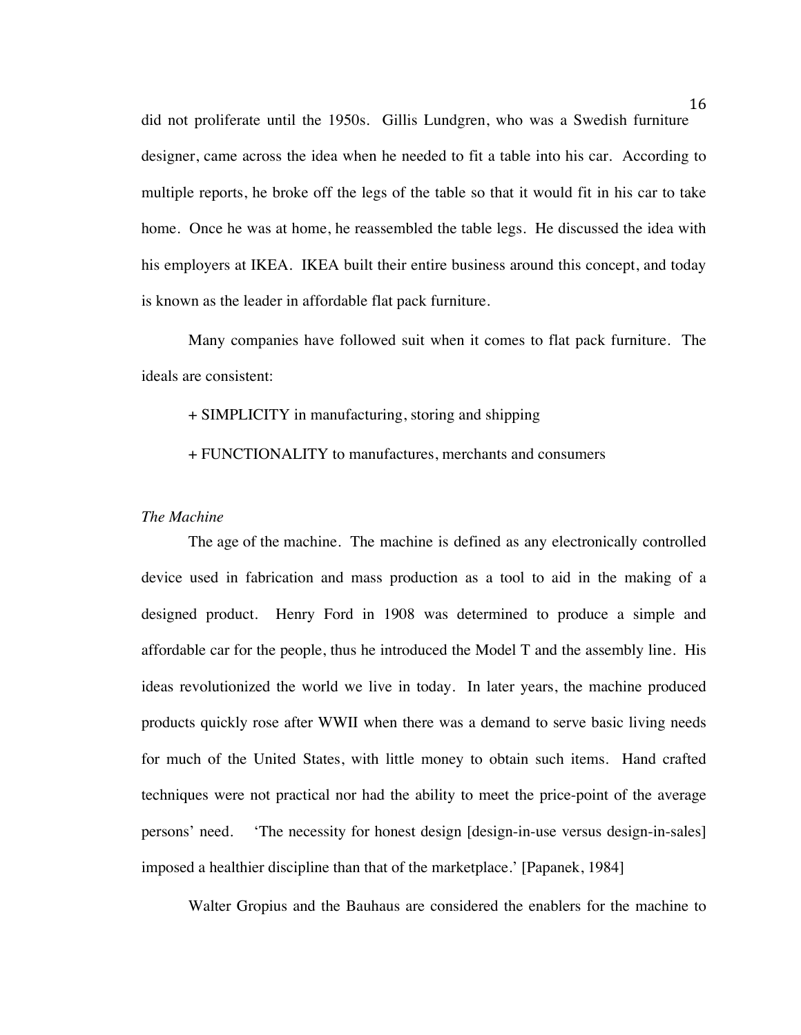did not proliferate until the 1950s. Gillis Lundgren, who was a Swedish furniture designer, came across the idea when he needed to fit a table into his car. According to multiple reports, he broke off the legs of the table so that it would fit in his car to take home. Once he was at home, he reassembled the table legs. He discussed the idea with his employers at IKEA. IKEA built their entire business around this concept, and today is known as the leader in affordable flat pack furniture.

Many companies have followed suit when it comes to flat pack furniture. The ideals are consistent:

+ SIMPLICITY in manufacturing, storing and shipping

+ FUNCTIONALITY to manufactures, merchants and consumers

*The Machine*

The age of the machine. The machine is defined as any electronically controlled device used in fabrication and mass production as a tool to aid in the making of a designed product. Henry Ford in 1908 was determined to produce a simple and affordable car for the people, thus he introduced the Model T and the assembly line. His ideas revolutionized the world we live in today. In later years, the machine produced products quickly rose after WWII when there was a demand to serve basic living needs for much of the United States, with little money to obtain such items. Hand crafted techniques were not practical nor had the ability to meet the price-point of the average persons' need. 'The necessity for honest design [design-in-use versus design-in-sales] imposed a healthier discipline than that of the marketplace.' [Papanek, 1984]

Walter Gropius and the Bauhaus are considered the enablers for the machine to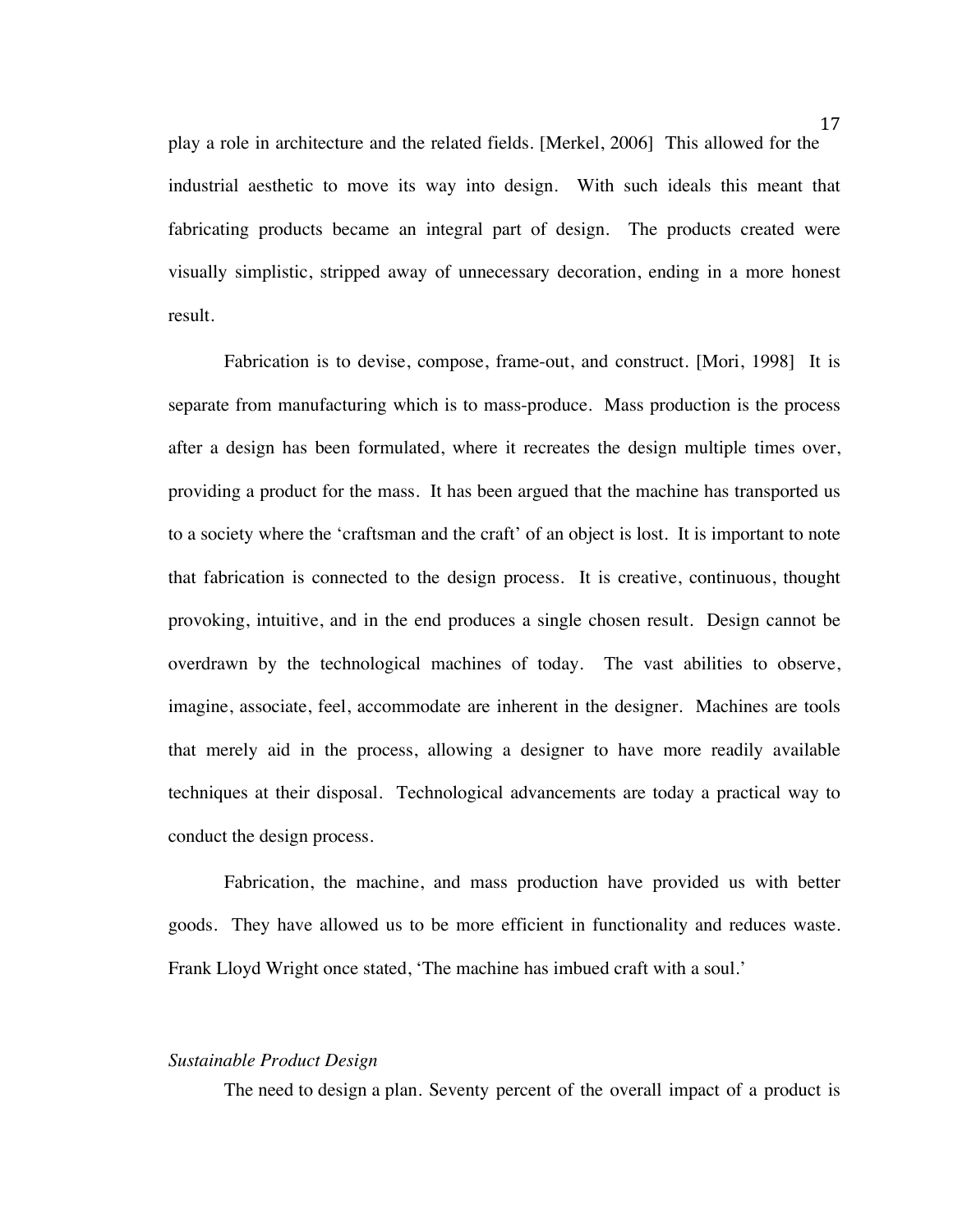play a role in architecture and the related fields. [Merkel, 2006] This allowed for the industrial aesthetic to move its way into design. With such ideals this meant that fabricating products became an integral part of design. The products created were visually simplistic, stripped away of unnecessary decoration, ending in a more honest result.

Fabrication is to devise, compose, frame-out, and construct. [Mori, 1998] It is separate from manufacturing which is to mass-produce. Mass production is the process after a design has been formulated, where it recreates the design multiple times over, providing a product for the mass. It has been argued that the machine has transported us to a society where the 'craftsman and the craft' of an object is lost. It is important to note that fabrication is connected to the design process. It is creative, continuous, thought provoking, intuitive, and in the end produces a single chosen result. Design cannot be overdrawn by the technological machines of today. The vast abilities to observe, imagine, associate, feel, accommodate are inherent in the designer. Machines are tools that merely aid in the process, allowing a designer to have more readily available techniques at their disposal. Technological advancements are today a practical way to conduct the design process.

Fabrication, the machine, and mass production have provided us with better goods. They have allowed us to be more efficient in functionality and reduces waste. Frank Lloyd Wright once stated, 'The machine has imbued craft with a soul.'

*Sustainable Product Design*

The need to design a plan. Seventy percent of the overall impact of a product is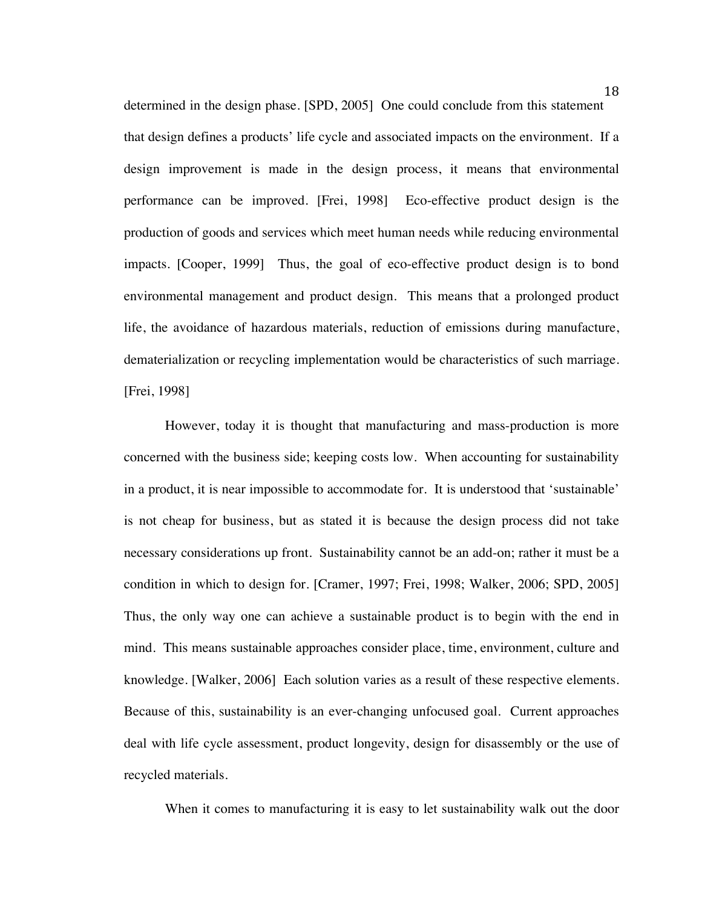determined in the design phase. [SPD, 2005] One could conclude from this statement that design defines a products' life cycle and associated impacts on the environment. If a design improvement is made in the design process, it means that environmental performance can be improved. [Frei, 1998] Eco-effective product design is the production of goods and services which meet human needs while reducing environmental impacts. [Cooper, 1999] Thus, the goal of eco-effective product design is to bond environmental management and product design. This means that a prolonged product life, the avoidance of hazardous materials, reduction of emissions during manufacture, dematerialization or recycling implementation would be characteristics of such marriage. [Frei, 1998]

However, today it is thought that manufacturing and mass-production is more concerned with the business side; keeping costs low. When accounting for sustainability in a product, it is near impossible to accommodate for. It is understood that 'sustainable' is not cheap for business, but as stated it is because the design process did not take necessary considerations up front. Sustainability cannot be an add-on; rather it must be a condition in which to design for. [Cramer, 1997; Frei, 1998; Walker, 2006; SPD, 2005] Thus, the only way one can achieve a sustainable product is to begin with the end in mind. This means sustainable approaches consider place, time, environment, culture and knowledge. [Walker, 2006] Each solution varies as a result of these respective elements. Because of this, sustainability is an ever-changing unfocused goal. Current approaches deal with life cycle assessment, product longevity, design for disassembly or the use of recycled materials.

When it comes to manufacturing it is easy to let sustainability walk out the door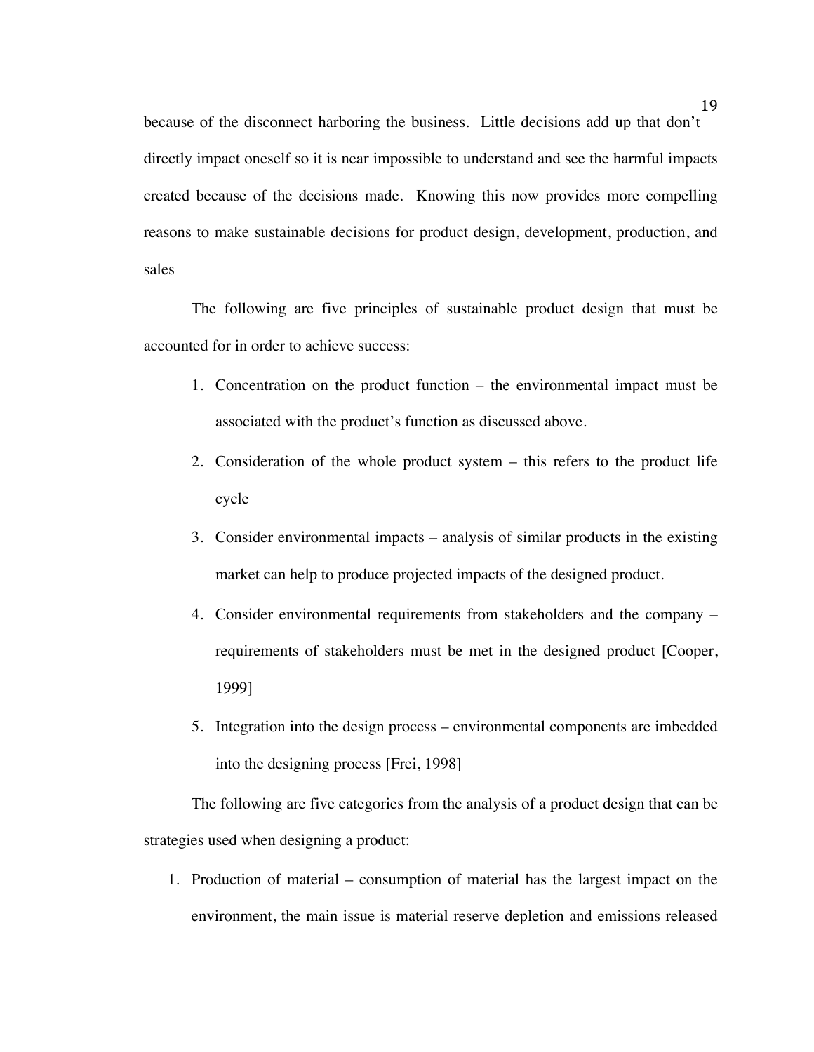because of the disconnect harboring the business. Little decisions add up that don't directly impact oneself so it is near impossible to understand and see the harmful impacts created because of the decisions made. Knowing this now provides more compelling reasons to make sustainable decisions for product design, development, production, and sales

The following are five principles of sustainable product design that must be accounted for in order to achieve success:

1. Concentration on the product function – the environmental impact must be associated with the product's function as discussed above.
2. Consideration of the whole product system – this refers to the product life cycle
3. Consider environmental impacts – analysis of similar products in the existing market can help to produce projected impacts of the designed product.
4. Consider environmental requirements from stakeholders and the company – requirements of stakeholders must be met in the designed product [Cooper, 1999]
5. Integration into the design process – environmental components are imbedded into the designing process [Frei, 1998]

The following are five categories from the analysis of a product design that can be strategies used when designing a product:

1. Production of material – consumption of material has the largest impact on the environment, the main issue is material reserve depletion and emissions released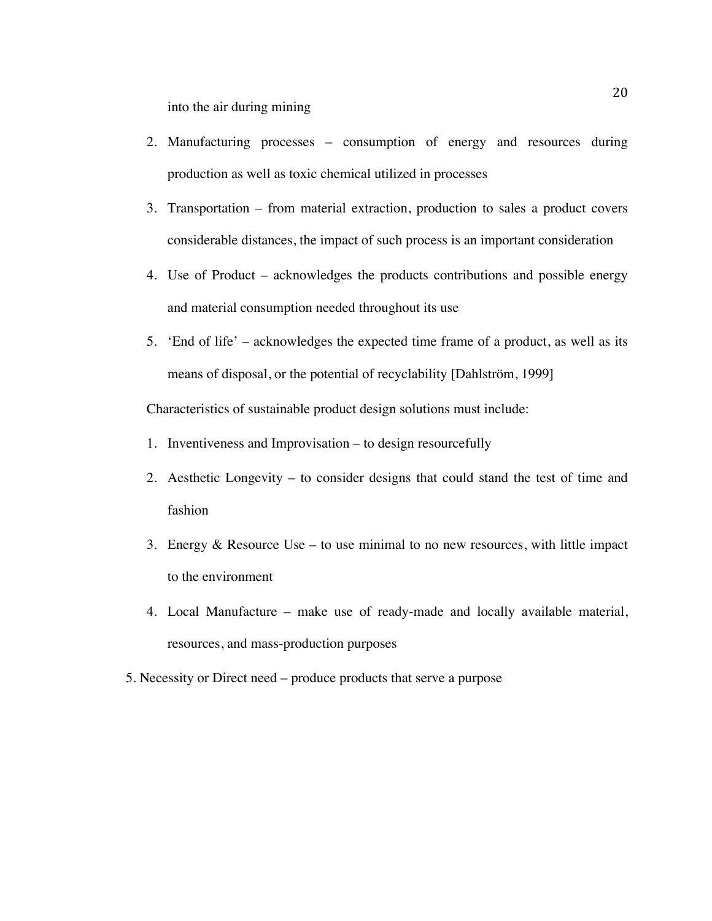into the air during mining

2. Manufacturing processes – consumption of energy and resources during production as well as toxic chemical utilized in processes
3. Transportation – from material extraction, production to sales a product covers considerable distances, the impact of such process is an important consideration
4. Use of Product – acknowledges the products contributions and possible energy and material consumption needed throughout its use
5. 'End of life' – acknowledges the expected time frame of a product, as well as its means of disposal, or the potential of recyclability [Dahlström, 1999]

Characteristics of sustainable product design solutions must include:

1. Inventiveness and Improvisation – to design resourcefully
2. Aesthetic Longevity – to consider designs that could stand the test of time and fashion
3. Energy & Resource Use – to use minimal to no new resources, with little impact to the environment
4. Local Manufacture – make use of ready-made and locally available material, resources, and mass-production purposes
5. Necessity or Direct need – produce products that serve a purpose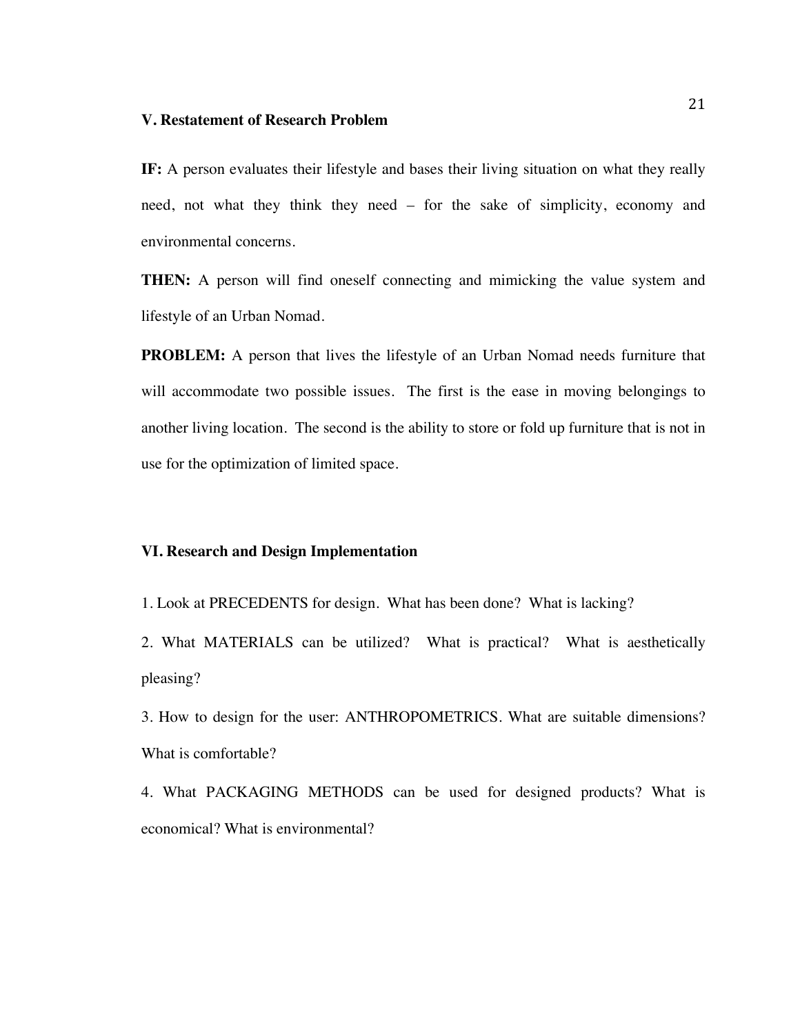### V. Restatement of Research Problem

**IF:** A person evaluates their lifestyle and bases their living situation on what they really need, not what they think they need – for the sake of simplicity, economy and environmental concerns.

**THEN:** A person will find oneself connecting and mimicking the value system and lifestyle of an Urban Nomad.

**PROBLEM:** A person that lives the lifestyle of an Urban Nomad needs furniture that will accommodate two possible issues. The first is the ease in moving belongings to another living location. The second is the ability to store or fold up furniture that is not in use for the optimization of limited space.

### VI. Research and Design Implementation

1. Look at PRECEDENTS for design. What has been done? What is lacking?

2. What MATERIALS can be utilized? What is practical? What is aesthetically pleasing?

3. How to design for the user: ANTHROPOMETRICS. What are suitable dimensions? What is comfortable?

4. What PACKAGING METHODS can be used for designed products? What is economical? What is environmental?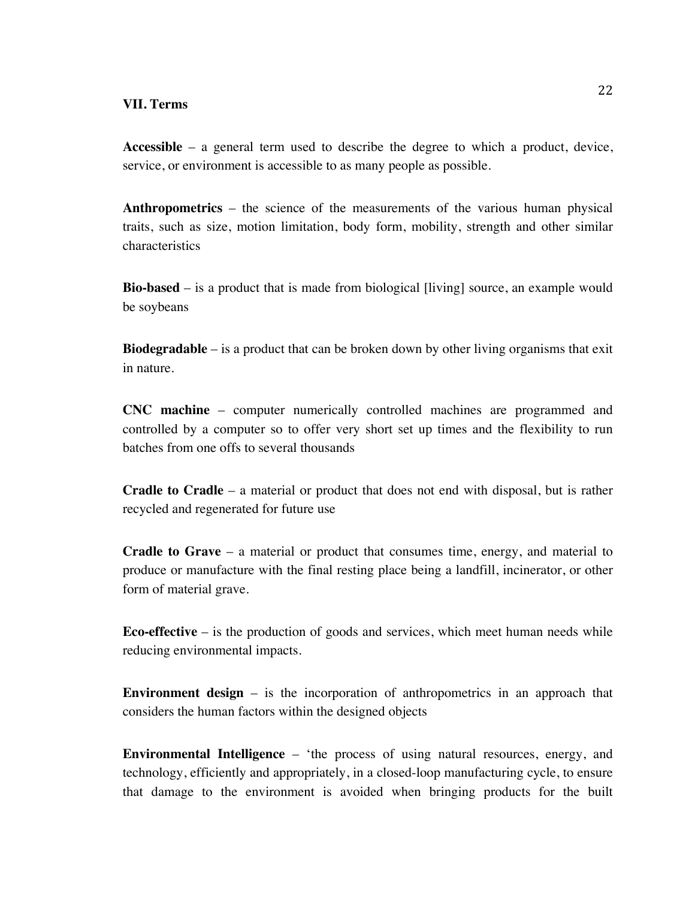### VII. Terms

**Accessible** – a general term used to describe the degree to which a product, device, service, or environment is accessible to as many people as possible.

**Anthropometrics** – the science of the measurements of the various human physical traits, such as size, motion limitation, body form, mobility, strength and other similar characteristics

**Bio-based** – is a product that is made from biological [living] source, an example would be soybeans

**Biodegradable** – is a product that can be broken down by other living organisms that exit in nature.

**CNC machine** – computer numerically controlled machines are programmed and controlled by a computer so to offer very short set up times and the flexibility to run batches from one offs to several thousands

**Cradle to Cradle** – a material or product that does not end with disposal, but is rather recycled and regenerated for future use

**Cradle to Grave** – a material or product that consumes time, energy, and material to produce or manufacture with the final resting place being a landfill, incinerator, or other form of material grave.

**Eco-effective** – is the production of goods and services, which meet human needs while reducing environmental impacts.

**Environment design** – is the incorporation of anthropometrics in an approach that considers the human factors within the designed objects

**Environmental Intelligence** – 'the process of using natural resources, energy, and technology, efficiently and appropriately, in a closed-loop manufacturing cycle, to ensure that damage to the environment is avoided when bringing products for the built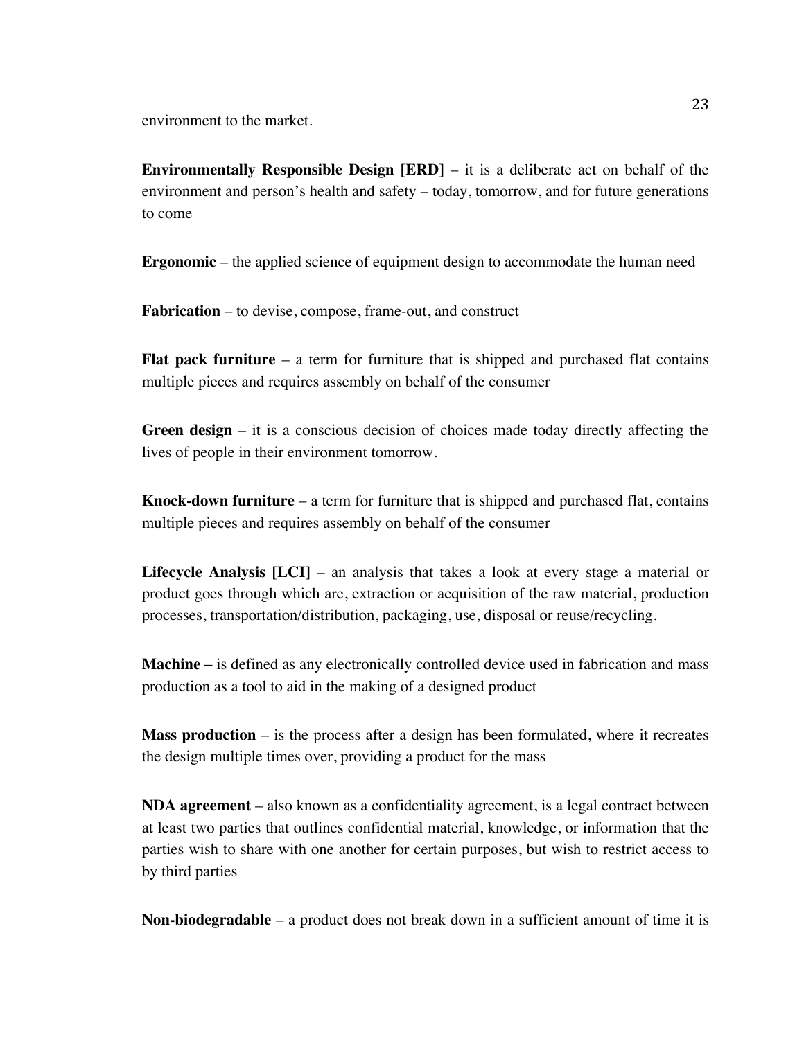environment to the market.

**Environmentally Responsible Design [ERD]** – it is a deliberate act on behalf of the environment and person's health and safety – today, tomorrow, and for future generations to come

**Ergonomic** – the applied science of equipment design to accommodate the human need

**Fabrication** – to devise, compose, frame-out, and construct

**Flat pack furniture** – a term for furniture that is shipped and purchased flat contains multiple pieces and requires assembly on behalf of the consumer

**Green design** – it is a conscious decision of choices made today directly affecting the lives of people in their environment tomorrow.

**Knock-down furniture** – a term for furniture that is shipped and purchased flat, contains multiple pieces and requires assembly on behalf of the consumer

**Lifecycle Analysis [LCI]** – an analysis that takes a look at every stage a material or product goes through which are, extraction or acquisition of the raw material, production processes, transportation/distribution, packaging, use, disposal or reuse/recycling.

**Machine –** is defined as any electronically controlled device used in fabrication and mass production as a tool to aid in the making of a designed product

**Mass production** – is the process after a design has been formulated, where it recreates the design multiple times over, providing a product for the mass

**NDA agreement** – also known as a confidentiality agreement, is a legal contract between at least two parties that outlines confidential material, knowledge, or information that the parties wish to share with one another for certain purposes, but wish to restrict access to by third parties

**Non-biodegradable** – a product does not break down in a sufficient amount of time it is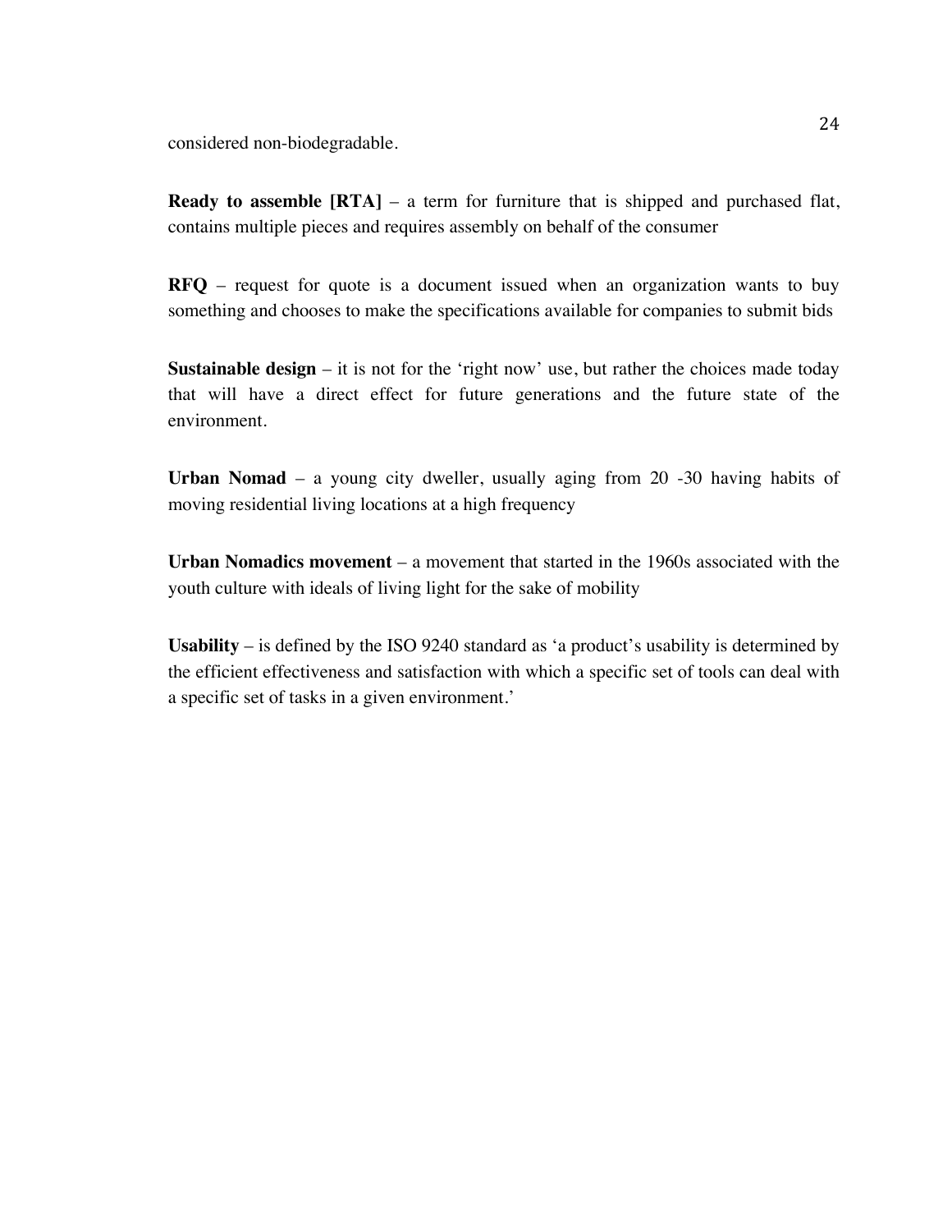considered non-biodegradable.

**Ready to assemble [RTA]** – a term for furniture that is shipped and purchased flat, contains multiple pieces and requires assembly on behalf of the consumer

**RFQ** – request for quote is a document issued when an organization wants to buy something and chooses to make the specifications available for companies to submit bids

**Sustainable design** – it is not for the 'right now' use, but rather the choices made today that will have a direct effect for future generations and the future state of the environment.

**Urban Nomad** – a young city dweller, usually aging from 20 -30 having habits of moving residential living locations at a high frequency

**Urban Nomadics movement** – a movement that started in the 1960s associated with the youth culture with ideals of living light for the sake of mobility

**Usability** – is defined by the ISO 9240 standard as 'a product's usability is determined by the efficient effectiveness and satisfaction with which a specific set of tools can deal with a specific set of tasks in a given environment.'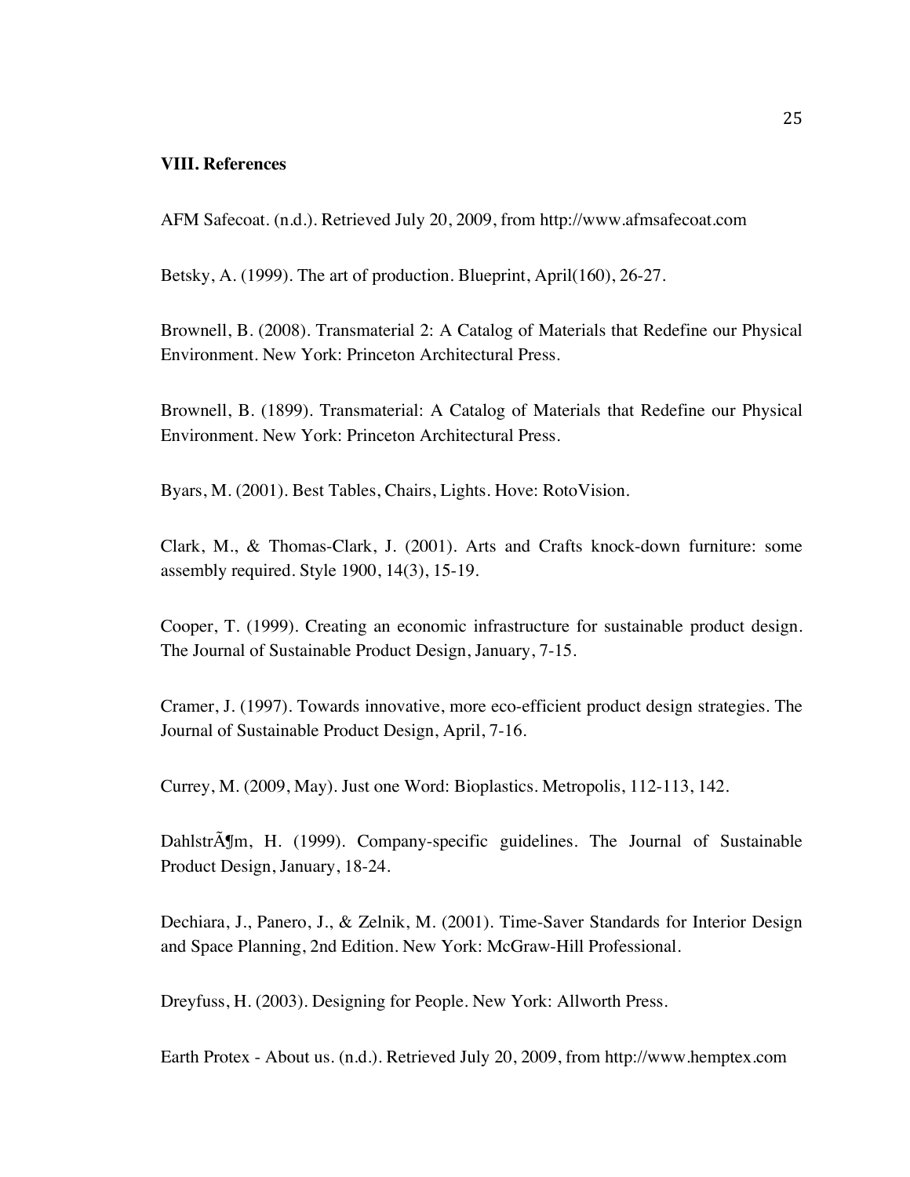## VIII. References

AFM Safecoat. (n.d.). Retrieved July 20, 2009, from http://www.afmsafecoat.com

Betsky, A. (1999). The art of production. Blueprint, April(160), 26-27.

Brownell, B. (2008). Transmaterial 2: A Catalog of Materials that Redefine our Physical Environment. New York: Princeton Architectural Press.

Brownell, B. (1899). Transmaterial: A Catalog of Materials that Redefine our Physical Environment. New York: Princeton Architectural Press.

Byars, M. (2001). Best Tables, Chairs, Lights. Hove: RotoVision.

Clark, M., & Thomas-Clark, J. (2001). Arts and Crafts knock-down furniture: some assembly required. Style 1900, 14(3), 15-19.

Cooper, T. (1999). Creating an economic infrastructure for sustainable product design. The Journal of Sustainable Product Design, January, 7-15.

Cramer, J. (1997). Towards innovative, more eco-efficient product design strategies. The Journal of Sustainable Product Design, April, 7-16.

Currey, M. (2009, May). Just one Word: Bioplastics. Metropolis, 112-113, 142.

DahlstrÃ¶m, H. (1999). Company-specific guidelines. The Journal of Sustainable Product Design, January, 18-24.

Dechiara, J., Panero, J., & Zelnik, M. (2001). Time-Saver Standards for Interior Design and Space Planning, 2nd Edition. New York: McGraw-Hill Professional.

Dreyfuss, H. (2003). Designing for People. New York: Allworth Press.

Earth Protex - About us. (n.d.). Retrieved July 20, 2009, from http://www.hemptex.com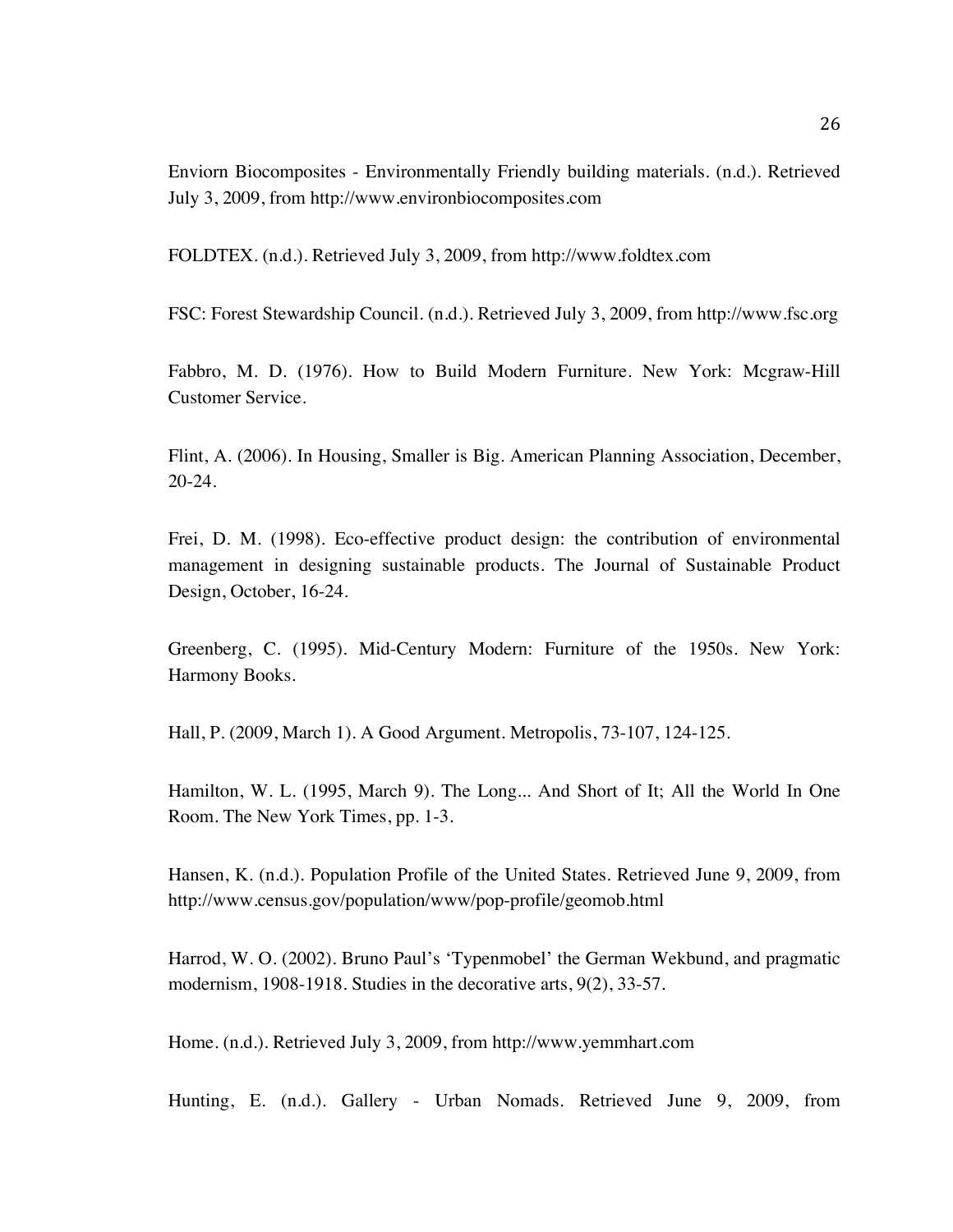Enviorn Biocomposites - Environmentally Friendly building materials. (n.d.). Retrieved July 3, 2009, from http://www.environbiocomposites.com

FOLDTEX. (n.d.). Retrieved July 3, 2009, from http://www.foldtex.com

FSC: Forest Stewardship Council. (n.d.). Retrieved July 3, 2009, from http://www.fsc.org

Fabbro, M. D. (1976). How to Build Modern Furniture. New York: Mcgraw-Hill Customer Service.

Flint, A. (2006). In Housing, Smaller is Big. American Planning Association, December, 20-24.

Frei, D. M. (1998). Eco-effective product design: the contribution of environmental management in designing sustainable products. The Journal of Sustainable Product Design, October, 16-24.

Greenberg, C. (1995). Mid-Century Modern: Furniture of the 1950s. New York: Harmony Books.

Hall, P. (2009, March 1). A Good Argument. Metropolis, 73-107, 124-125.

Hamilton, W. L. (1995, March 9). The Long... And Short of It; All the World In One Room. The New York Times, pp. 1-3.

Hansen, K. (n.d.). Population Profile of the United States. Retrieved June 9, 2009, from http://www.census.gov/population/www/pop-profile/geomob.html

Harrod, W. O. (2002). Bruno Paul's 'Typenmobel' the German Wekbund, and pragmatic modernism, 1908-1918. Studies in the decorative arts, 9(2), 33-57.

Home. (n.d.). Retrieved July 3, 2009, from http://www.yemmhart.com

Hunting, E. (n.d.). Gallery - Urban Nomads. Retrieved June 9, 2009, from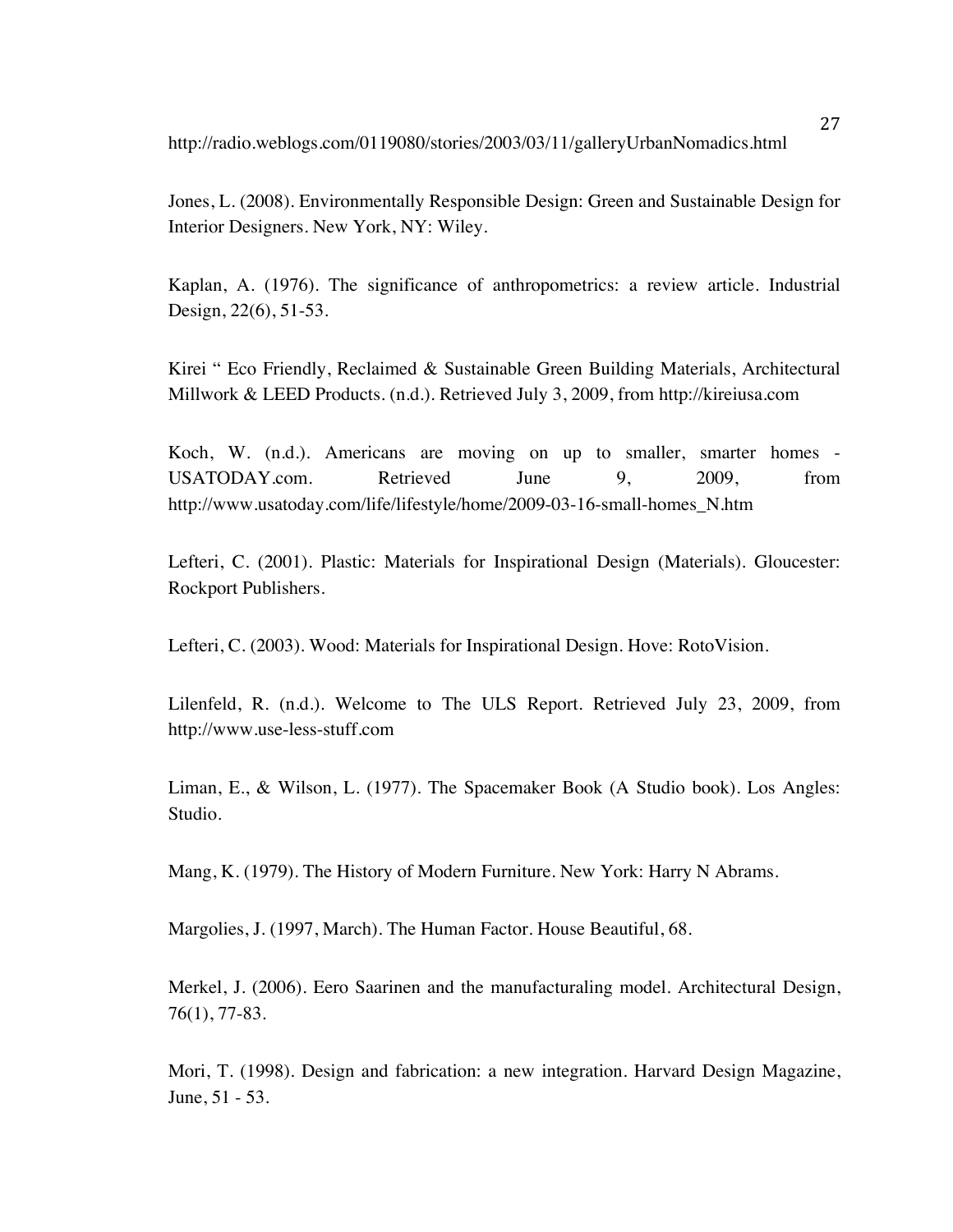http://radio.weblogs.com/0119080/stories/2003/03/11/galleryUrbanNomadics.html

Jones, L. (2008). Environmentally Responsible Design: Green and Sustainable Design for Interior Designers. New York, NY: Wiley.

Kaplan, A. (1976). The significance of anthropometrics: a review article. Industrial Design, 22(6), 51-53.

Kirei " Eco Friendly, Reclaimed & Sustainable Green Building Materials, Architectural Millwork & LEED Products. (n.d.). Retrieved July 3, 2009, from http://kireiusa.com

Koch, W. (n.d.). Americans are moving on up to smaller, smarter homes - USATODAY.com. Retrieved June 9, 2009, from http://www.usatoday.com/life/lifestyle/home/2009-03-16-small-homes_N.htm

Lefteri, C. (2001). Plastic: Materials for Inspirational Design (Materials). Gloucester: Rockport Publishers.

Lefteri, C. (2003). Wood: Materials for Inspirational Design. Hove: RotoVision.

Lilenfeld, R. (n.d.). Welcome to The ULS Report. Retrieved July 23, 2009, from http://www.use-less-stuff.com

Liman, E., & Wilson, L. (1977). The Spacemaker Book (A Studio book). Los Angles: Studio.

Mang, K. (1979). The History of Modern Furniture. New York: Harry N Abrams.

Margolies, J. (1997, March). The Human Factor. House Beautiful, 68.

Merkel, J. (2006). Eero Saarinen and the manufacturaling model. Architectural Design, 76(1), 77-83.

Mori, T. (1998). Design and fabrication: a new integration. Harvard Design Magazine, June, 51 - 53.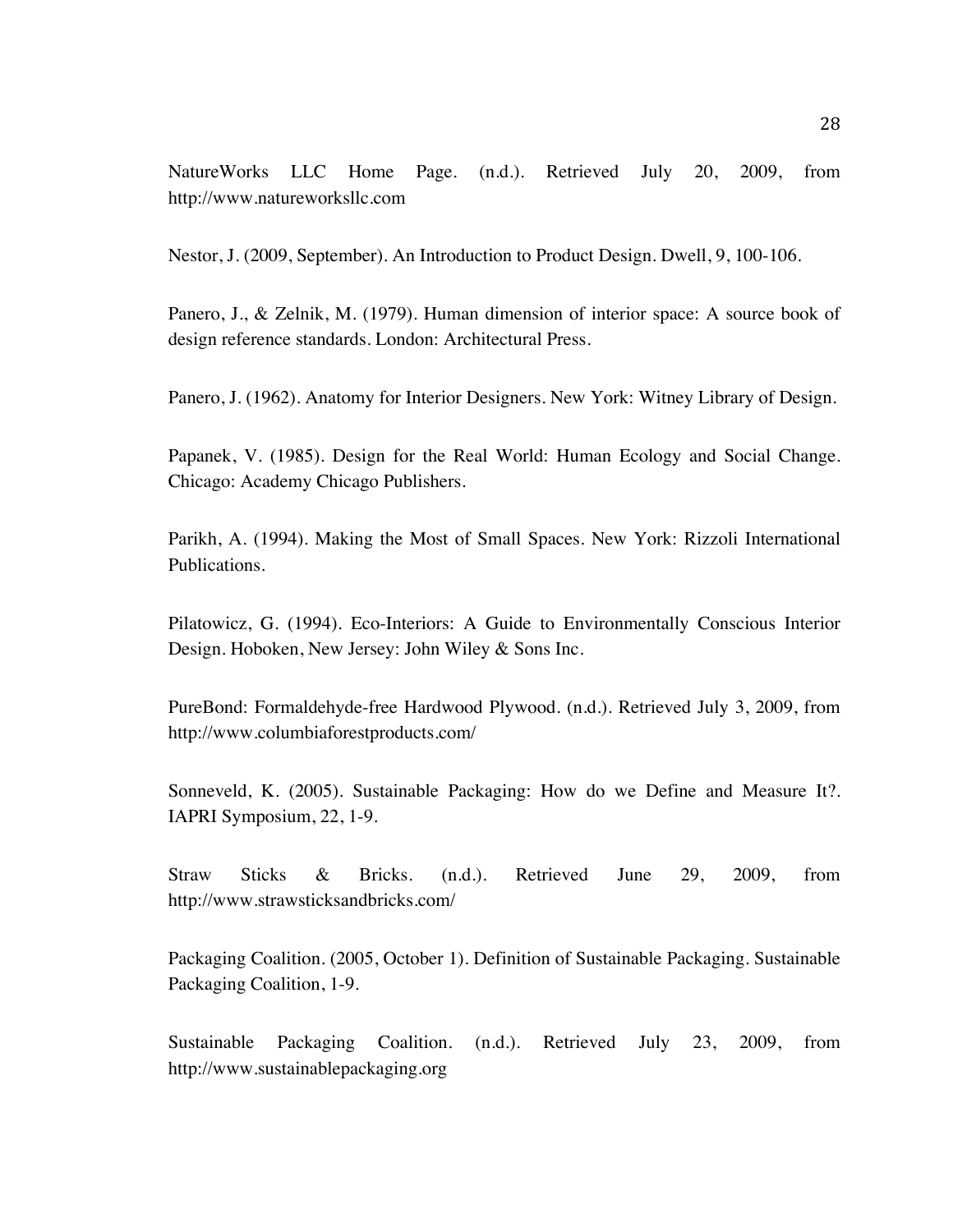NatureWorks LLC Home Page. (n.d.). Retrieved July 20, 2009, from http://www.natureworksllc.com

Nestor, J. (2009, September). An Introduction to Product Design. Dwell, 9, 100-106.

Panero, J., & Zelnik, M. (1979). Human dimension of interior space: A source book of design reference standards. London: Architectural Press.

Panero, J. (1962). Anatomy for Interior Designers. New York: Witney Library of Design.

Papanek, V. (1985). Design for the Real World: Human Ecology and Social Change. Chicago: Academy Chicago Publishers.

Parikh, A. (1994). Making the Most of Small Spaces. New York: Rizzoli International Publications.

Pilatowicz, G. (1994). Eco-Interiors: A Guide to Environmentally Conscious Interior Design. Hoboken, New Jersey: John Wiley & Sons Inc.

PureBond: Formaldehyde-free Hardwood Plywood. (n.d.). Retrieved July 3, 2009, from http://www.columbiaforestproducts.com/

Sonneveld, K. (2005). Sustainable Packaging: How do we Define and Measure It?. IAPRI Symposium, 22, 1-9.

Straw Sticks & Bricks. (n.d.). Retrieved June 29, 2009, from http://www.strawsticksandbricks.com/

Packaging Coalition. (2005, October 1). Definition of Sustainable Packaging. Sustainable Packaging Coalition, 1-9.

Sustainable Packaging Coalition. (n.d.). Retrieved July 23, 2009, from http://www.sustainablepackaging.org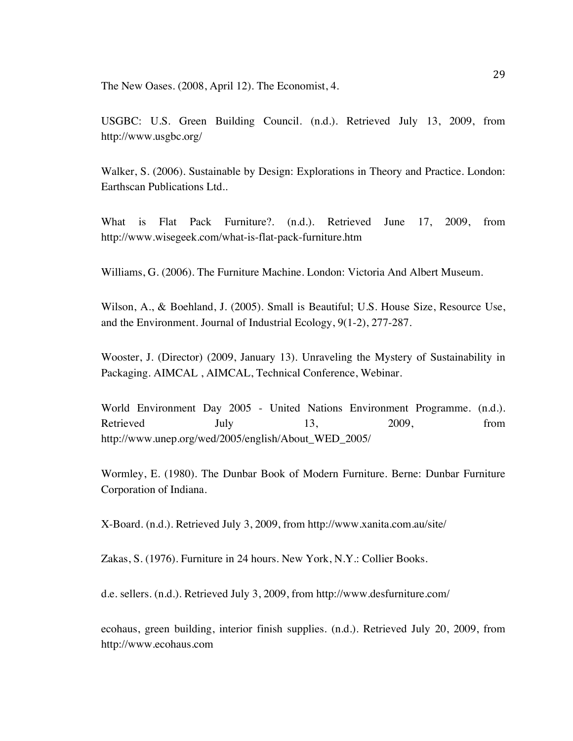The New Oases. (2008, April 12). The Economist, 4.

USGBC: U.S. Green Building Council. (n.d.). Retrieved July 13, 2009, from http://www.usgbc.org/

Walker, S. (2006). Sustainable by Design: Explorations in Theory and Practice. London: Earthscan Publications Ltd..

What is Flat Pack Furniture?. (n.d.). Retrieved June 17, 2009, from http://www.wisegeek.com/what-is-flat-pack-furniture.htm

Williams, G. (2006). The Furniture Machine. London: Victoria And Albert Museum.

Wilson, A., & Boehland, J. (2005). Small is Beautiful; U.S. House Size, Resource Use, and the Environment. Journal of Industrial Ecology, 9(1-2), 277-287.

Wooster, J. (Director) (2009, January 13). Unraveling the Mystery of Sustainability in Packaging. AIMCAL , AIMCAL, Technical Conference, Webinar.

World Environment Day 2005 - United Nations Environment Programme. (n.d.). Retrieved July 13, 2009, from http://www.unep.org/wed/2005/english/About_WED_2005/

Wormley, E. (1980). The Dunbar Book of Modern Furniture. Berne: Dunbar Furniture Corporation of Indiana.

X-Board. (n.d.). Retrieved July 3, 2009, from http://www.xanita.com.au/site/

Zakas, S. (1976). Furniture in 24 hours. New York, N.Y.: Collier Books.

d.e. sellers. (n.d.). Retrieved July 3, 2009, from http://www.desfurniture.com/

ecohaus, green building, interior finish supplies. (n.d.). Retrieved July 20, 2009, from http://www.ecohaus.com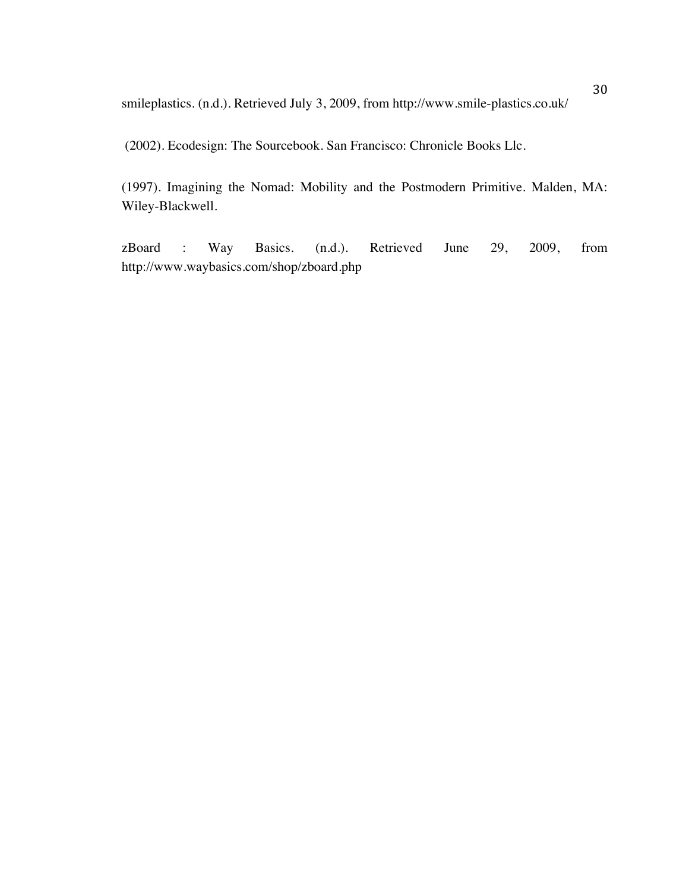smileplastics. (n.d.). Retrieved July 3, 2009, from http://www.smile-plastics.co.uk/

(2002). Ecodesign: The Sourcebook. San Francisco: Chronicle Books Llc.

(1997). Imagining the Nomad: Mobility and the Postmodern Primitive. Malden, MA: Wiley-Blackwell.

zBoard : Way Basics. (n.d.). Retrieved June 29, 2009, from http://www.waybasics.com/shop/zboard.php